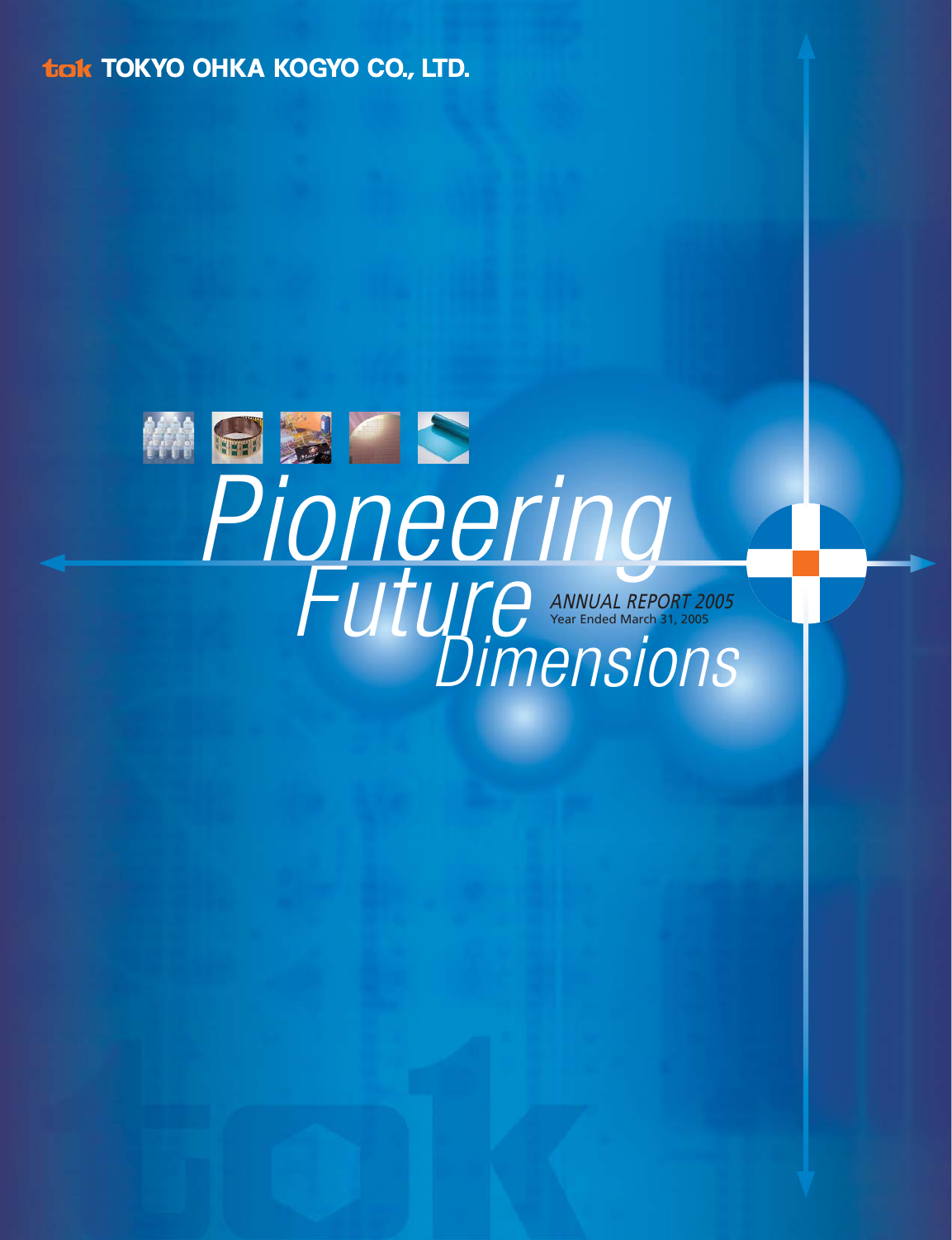TOKYO OHKA KOGYO CO., LTD.

# Pioneering Future Dimensions

*ANNUAL REPORT 2005*

Year Ended March 31, 2005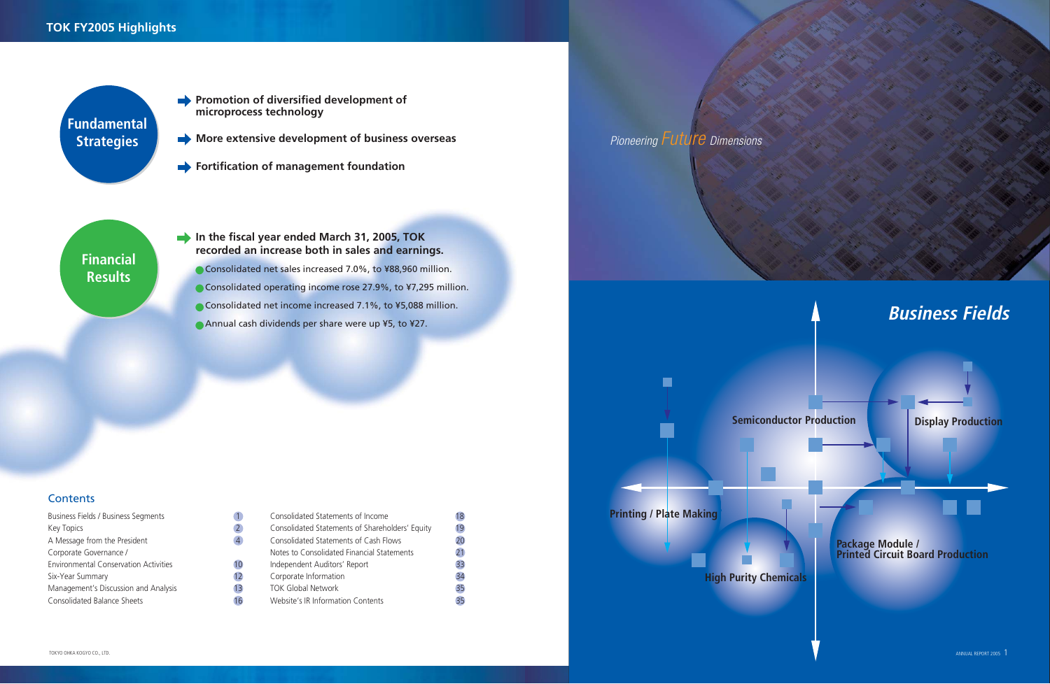# TOK FY2005 Highlights

## Fundamental Strategies

- **Promotion of diversified development of microprocess technology**
- **More extensive development of business overseas**
- **Fortification of management foundation**

## Financial Results

- **In the fiscal year ended March 31, 2005, TOK recorded an increase both in sales and earnings.**
  - Consolidated net sales increased 7.0%, to ¥88,960 million.
  - Consolidated operating income rose 27.9%, to ¥7,295 million.
  - Consolidated net income increased 7.1%, to ¥5,088 million.
  - Annual cash dividends per share were up ¥5, to ¥27.

## Contents

| | |
|---|---|
| Business Fields / Business Segments | 1 |
| Key Topics | 2 |
| A Message from the President | 4 |
| Corporate Governance / Environmental Conservation Activities | 10 |
| Six-Year Summary | 12 |
| Management's Discussion and Analysis | 13 |
| Consolidated Balance Sheets | 16 |
| Consolidated Statements of Income | 18 |
| Consolidated Statements of Shareholders' Equity | 19 |
| Consolidated Statements of Cash Flows | 20 |
| Notes to Consolidated Financial Statements | 21 |
| Independent Auditors' Report | 33 |
| Corporate Information | 34 |
| TOK Global Network | 35 |
| Website's IR Information Contents | 35 |

*Pioneering Future Dimensions*

## Business Fields

- Semiconductor Production
- Display Production
- Printing / Plate Making
- High Purity Chemicals
- Package Module / Printed Circuit Board Production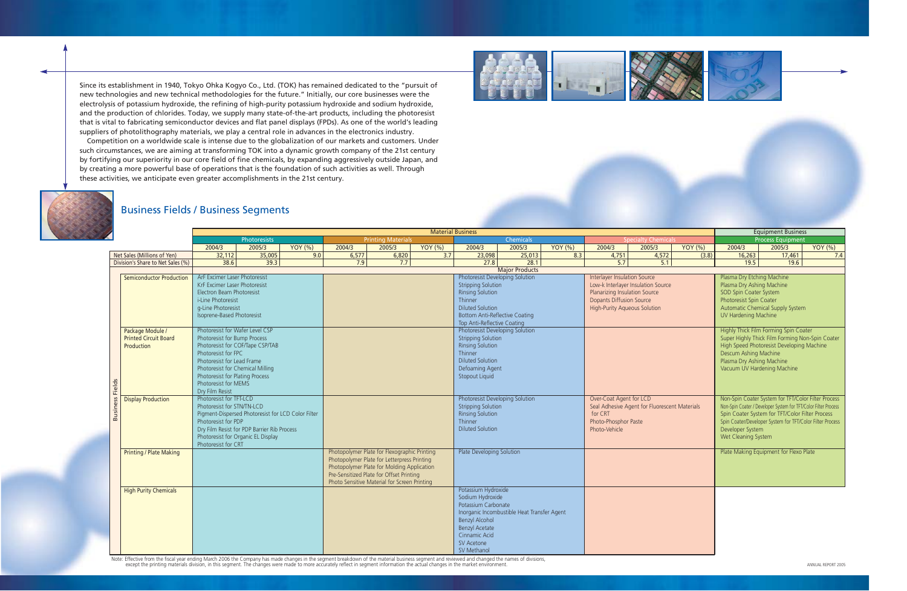Since its establishment in 1940, Tokyo Ohka Kogyo Co., Ltd. (TOK) has remained dedicated to the "pursuit of new technologies and new technical methodologies for the future." Initially, our core businesses were the electrolysis of potassium hydroxide, the refining of high-purity potassium hydroxide and sodium hydroxide, and the production of chlorides. Today, we supply many state-of-the-art products, including the photoresist that is vital to fabricating semiconductor devices and flat panel displays (FPDs). As one of the world's leading suppliers of photolithography materials, we play a central role in advances in the electronics industry.

Competition on a worldwide scale is intense due to the globalization of our markets and customers. Under such circumstances, we are aiming at transforming TOK into a dynamic growth company of the 21st century by fortifying our superiority in our core field of fine chemicals, by expanding aggressively outside Japan, and by creating a more powerful base of operations that is the foundation of such activities as well. Through these activities, we anticipate even greater accomplishments in the 21st century.

## Business Fields / Business Segments

| | Material Business | | | | | | | | | | | | Equipment Business | | |
|---|---|---|---|---|---|---|---|---|---|---|---|---|---|---|---|
| | Photoresists | | | Printing Materials | | | Chemicals | | | Specialty Chemicals | | | Process Equipment | | |
| | 2004/3 | 2005/3 | YOY (%) | 2004/3 | 2005/3 | YOY (%) | 2004/3 | 2005/3 | YOY (%) | 2004/3 | 2005/3 | YOY (%) | 2004/3 | 2005/3 | YOY (%) |
| Net Sales (Millions of Yen) | 32,112 | 35,005 | 9.0 | 6,577 | 6,820 | 3.7 | 23,098 | 25,013 | 8.3 | 4,751 | 4,572 | (3.8) | 16,263 | 17,461 | 7.4 |
| Division's Share to Net Sales (%) | 38.6 | 39.3 | | 7.9 | 7.7 | | 27.8 | 28.1 | | 5.7 | 5.1 | | 19.5 | 19.6 | |

**Major Products**

| Business Fields | Photoresists | Printing Materials | Chemicals | Specialty Chemicals | Process Equipment |
|---|---|---|---|---|---|
| Semiconductor Production | ArF Excimer Laser Photoresist<br>KrF Excimer Laser Photoresist<br>Electron Beam Photoresist<br>i-Line Photoresist<br>g-Line Photoresist<br>Isoprene-Based Photoresist | | Photoresist Developing Solution<br>Stripping Solution<br>Rinsing Solution<br>Thinner<br>Diluted Solution<br>Bottom Anti-Reflective Coating<br>Top Anti-Reflective Coating | Interlayer Insulation Source<br>Low-k Interlayer Insulation Source<br>Planarizing Insulation Source<br>Dopants Diffusion Source<br>High-Purity Aqueous Solution | Plasma Dry Etching Machine<br>Plasma Dry Ashing Machine<br>SOD Spin Coater System<br>Photoresist Spin Coater<br>Automatic Chemical Supply System<br>UV Hardening Machine |
| Package Module / Printed Circuit Board Production | Photoresist for Wafer Level CSP<br>Photoresist for Bump Process<br>Photoresist for COF/Tape CSP/TAB<br>Photoresist for FPC<br>Photoresist for Lead Frame<br>Photoresist for Chemical Milling<br>Photoresist for Plating Process<br>Photoresist for MEMS<br>Dry Film Resist | | Photoresist Developing Solution<br>Stripping Solution<br>Rinsing Solution<br>Thinner<br>Diluted Solution<br>Defoaming Agent<br>Stopout Liquid | | Highly Thick Film Forming Spin Coater<br>Super Highly Thick Film Forming Non-Spin Coater<br>High Speed Photoresist Developing Machine<br>Descum Ashing Machine<br>Plasma Dry Ashing Machine<br>Vacuum UV Hardening Machine |
| Display Production | Photoresist for TFT-LCD<br>Photoresist for STN/TN-LCD<br>Pigment-Dispersed Photoresist for LCD Color Filter<br>Photoresist for PDP<br>Dry Film Resist for PDP Barrier Rib Process<br>Photoresist for Organic EL Display<br>Photoresist for CRT | | Photoresist Developing Solution<br>Stripping Solution<br>Rinsing Solution<br>Thinner<br>Diluted Solution | Over-Coat Agent for LCD<br>Seal Adhesive Agent for Fluorescent Materials for CRT<br>Photo-Phosphor Paste<br>Photo-Vehicle | Non-Spin Coater System for TFT/Color Filter Process<br>Non-Spin Coater / Developer System for TFT/Color Filter Process<br>Spin Coater System for TFT/Color Filter Process<br>Spin Coater/Developer System for TFT/Color Filter Process<br>Developer System<br>Wet Cleaning System |
| Printing / Plate Making | | Photopolymer Plate for Flexographic Printing<br>Photopolymer Plate for Letterpress Printing<br>Photopolymer Plate for Molding Application<br>Pre-Sensitized Plate for Offset Printing<br>Photo Sensitive Material for Screen Printing | Plate Developing Solution | | Plate Making Equipment for Flexo Plate |
| High Purity Chemicals | | | Potassium Hydroxide<br>Sodium Hydroxide<br>Potassium Carbonate<br>Inorganic Incombustible Heat Transfer Agent<br>Benzyl Alcohol<br>Benzyl Acetate<br>Cinnamic Acid<br>SV Acetone<br>SV Methanol | | |

Note: Effective from the fiscal year ending March 2006 the Company has made changes in the segment breakdown of the material business segment and reviewed and changed the names of divisions, except the printing materials division, in this segment. The changes were made to more accurately reflect in segment information the actual changes in the market environment.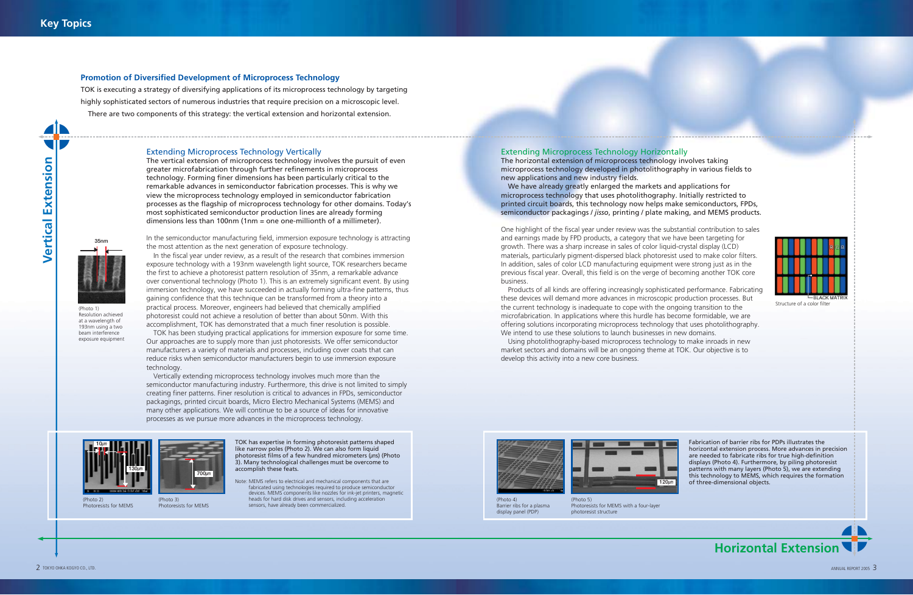# Key Topics

## Promotion of Diversified Development of Microprocess Technology

TOK is executing a strategy of diversifying applications of its microprocess technology by targeting highly sophisticated sectors of numerous industries that require precision on a microscopic level.

There are two components of this strategy: the vertical extension and horizontal extension.

## Vertical Extension

### Extending Microprocess Technology Vertically

The vertical extension of microprocess technology involves the pursuit of even greater microfabrication through further refinements in microprocess technology. Forming finer dimensions has been particularly critical to the remarkable advances in semiconductor fabrication processes. This is why we view the microprocess technology employed in semiconductor fabrication processes as the flagship of microprocess technology for other domains. Today's most sophisticated semiconductor production lines are already forming dimensions less than 100nm (1nm = one one-millionth of a millimeter).

In the semiconductor manufacturing field, immersion exposure technology is attracting the most attention as the next generation of exposure technology.

In the fiscal year under review, as a result of the research that combines immersion exposure technology with a 193nm wavelength light source, TOK researchers became the first to achieve a photoresist pattern resolution of 35nm, a remarkable advance over conventional technology (Photo 1). This is an extremely significant event. By using immersion technology, we have succeeded in actually forming ultra-fine patterns, thus gaining confidence that this technique can be transformed from a theory into a practical process. Moreover, engineers had believed that chemically amplified photoresist could not achieve a resolution of better than about 50nm. With this accomplishment, TOK has demonstrated that a much finer resolution is possible.

TOK has been studying practical applications for immersion exposure for some time. Our approaches are to supply more than just photoresists. We offer semiconductor manufacturers a variety of materials and processes, including cover coats that can reduce risks when semiconductor manufacturers begin to use immersion exposure technology.

Vertically extending microprocess technology involves much more than the semiconductor manufacturing industry. Furthermore, this drive is not limited to simply creating finer patterns. Finer resolution is critical to advances in FPDs, semiconductor packagings, printed circuit boards, Micro Electro Mechanical Systems (MEMS) and many other applications. We will continue to be a source of ideas for innovative processes as we pursue more advances in the microprocess technology.

35nm

(Photo 1) Resolution achieved at a wavelength of 193nm using a two beam interference exposure equipment

10μm 130μm

(Photo 2) Photoresists for MEMS

700μm

(Photo 3) Photoresists for MEMS

TOK has expertise in forming photoresist patterns shaped like narrow poles (Photo 2). We can also form liquid photoresist films of a few hundred micrometers (μm) (Photo 3). Many technological challenges must be overcome to accomplish these feats.

Note: MEMS refers to electrical and mechanical components that are fabricated using technologies required to produce semiconductor devices. MEMS components like nozzles for ink-jet printers, magnetic heads for hard disk drives and sensors, including acceleration sensors, have already been commercialized.

## Horizontal Extension

### Extending Microprocess Technology Horizontally

The horizontal extension of microprocess technology involves taking microprocess technology developed in photolithography in various fields to new applications and new industry fields.

We have already greatly enlarged the markets and applications for microprocess technology that uses photolithography. Initially restricted to printed circuit boards, this technology now helps make semiconductors, FPDs, semiconductor packagings / *jisso*, printing / plate making, and MEMS products.

One highlight of the fiscal year under review was the substantial contribution to sales and earnings made by FPD products, a category that we have been targeting for growth. There was a sharp increase in sales of color liquid-crystal display (LCD) materials, particularly pigment-dispersed black photoresist used to make color filters. In addition, sales of color LCD manufacturing equipment were strong just as in the previous fiscal year. Overall, this field is on the verge of becoming another TOK core business.

Products of all kinds are offering increasingly sophisticated performance. Fabricating these devices will demand more advances in microscopic production processes. But the current technology is inadequate to cope with the ongoing transition to the microfabrication. In applications where this hurdle has become formidable, we are offering solutions incorporating microprocess technology that uses photolithography. We intend to use these solutions to launch businesses in new domains.

Using photolithography-based microprocess technology to make inroads in new market sectors and domains will be an ongoing theme at TOK. Our objective is to develop this activity into a new core business.

R G B

BLACK MATRIX

Structure of a color filter

(Photo 4) Barrier ribs for a plasma display panel (PDP)

120μm

(Photo 5) Photoresists for MEMS with a four-layer photoresist structure

Fabrication of barrier ribs for PDPs illustrates the horizontal extension process. More advances in precision are needed to fabricate ribs for true high-definition displays (Photo 4). Furthermore, by piling photoresist patterns with many layers (Photo 5), we are extending this technology to MEMS, which requires the formation of three-dimensional objects.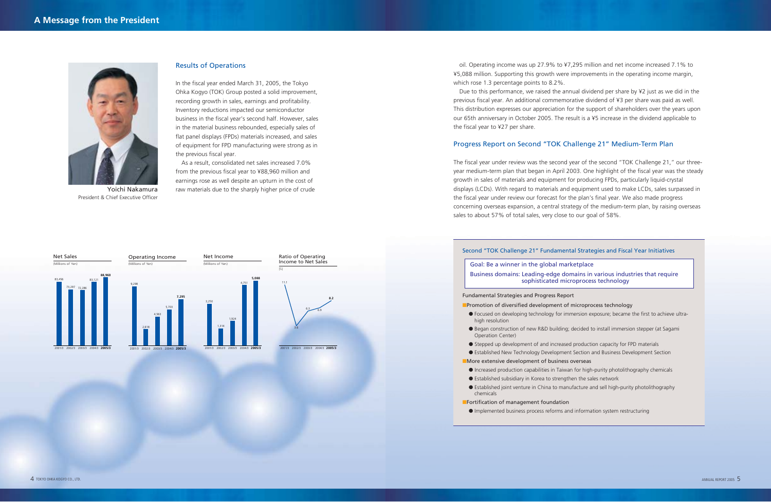# A Message from the President

Yoichi Nakamura
President & Chief Executive Officer

## Results of Operations

In the fiscal year ended March 31, 2005, the Tokyo Ohka Kogyo (TOK) Group posted a solid improvement, recording growth in sales, earnings and profitability. Inventory reductions impacted our semiconductor business in the fiscal year's second half. However, sales in the material business rebounded, especially sales of flat panel displays (FPDs) materials increased, and sales of equipment for FPD manufacturing were strong as in the previous fiscal year.

As a result, consolidated net sales increased 7.0% from the previous fiscal year to ¥88,960 million and earnings rose as well despite an upturn in the cost of raw materials due to the sharply higher price of crude oil. Operating income was up 27.9% to ¥7,295 million and net income increased 7.1% to ¥5,088 million. Supporting this growth were improvements in the operating income margin, which rose 1.3 percentage points to 8.2%.

Due to this performance, we raised the annual dividend per share by ¥2 just as we did in the previous fiscal year. An additional commemorative dividend of ¥3 per share was paid as well. This distribution expresses our appreciation for the support of shareholders over the years upon our 65th anniversary in October 2005. The result is a ¥5 increase in the dividend applicable to the fiscal year to ¥27 per share.

**Net Sales** (Millions of Yen)

| 2001/3 | 2002/3 | 2003/3 | 2004/3 | 2005/3 |
|---|---|---|---|---|
| 83,456 | 73,297 | 72,286 | 83,121 | 88,960 |

**Operating Income** (Millions of Yen)

| 2001/3 | 2002/3 | 2003/3 | 2004/3 | 2005/3 |
|---|---|---|---|---|
| 9,298 | 2,618 | 4,563 | 5,703 | 7,295 |

**Net Income** (Millions of Yen)

| 2001/3 | 2002/3 | 2003/3 | 2004/3 | 2005/3 |
|---|---|---|---|---|
| 3,250 | 1,314 | 1,924 | 4,751 | 5,088 |

**Ratio of Operating Income to Net Sales** (%)

| 2001/3 | 2002/3 | 2003/3 | 2004/3 | 2005/3 |
|---|---|---|---|---|
| 11.1 | 3.6 | 6.3 | 6.9 | 8.2 |

## Progress Report on Second "TOK Challenge 21" Medium-Term Plan

The fiscal year under review was the second year of the second "TOK Challenge 21," our three-year medium-term plan that began in April 2003. One highlight of the fiscal year was the steady growth in sales of materials and equipment for producing FPDs, particularly liquid-crystal displays (LCDs). With regard to materials and equipment used to make LCDs, sales surpassed in the fiscal year under review our forecast for the plan's final year. We also made progress concerning overseas expansion, a central strategy of the medium-term plan, by raising overseas sales to about 57% of total sales, very close to our goal of 58%.

### Second "TOK Challenge 21" Fundamental Strategies and Fiscal Year Initiatives

Goal: Be a winner in the global marketplace
Business domains: Leading-edge domains in various industries that require sophisticated microprocess technology

Fundamental Strategies and Progress Report

**Promotion of diversified development of microprocess technology**

- Focused on developing technology for immersion exposure; became the first to achieve ultra-high resolution
- Began construction of new R&D building; decided to install immersion stepper (at Sagami Operation Center)
- Stepped up development of and increased production capacity for FPD materials
- Established New Technology Development Section and Business Development Section

**More extensive development of business overseas**

- Increased production capabilities in Taiwan for high-purity photolithography chemicals
- Established subsidiary in Korea to strengthen the sales network
- Established joint venture in China to manufacture and sell high-purity photolithography chemicals

**Fortification of management foundation**

- Implemented business process reforms and information system restructuring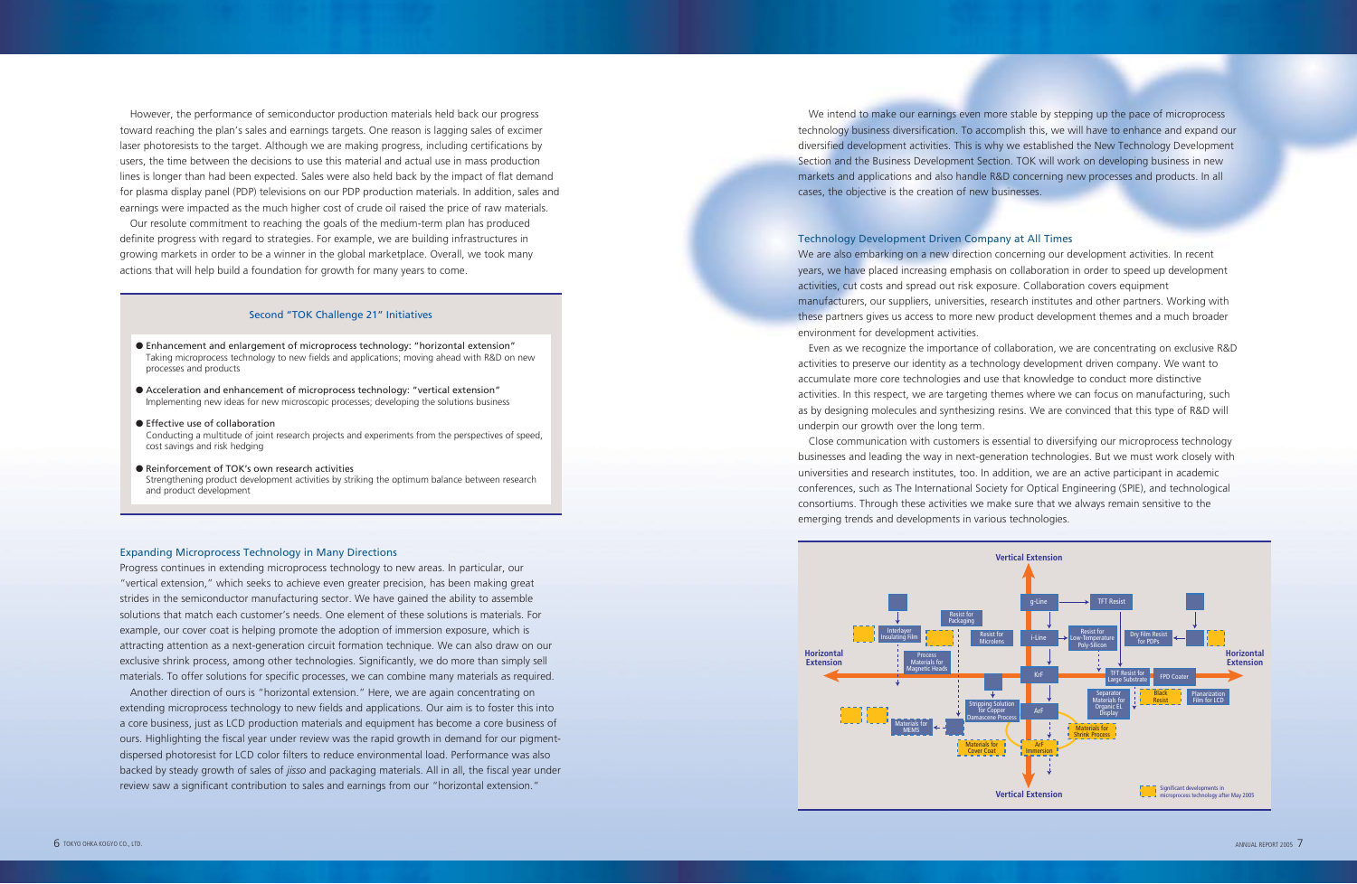However, the performance of semiconductor production materials held back our progress toward reaching the plan's sales and earnings targets. One reason is lagging sales of excimer laser photoresists to the target. Although we are making progress, including certifications by users, the time between the decisions to use this material and actual use in mass production lines is longer than had been expected. Sales were also held back by the impact of flat demand for plasma display panel (PDP) televisions on our PDP production materials. In addition, sales and earnings were impacted as the much higher cost of crude oil raised the price of raw materials.

Our resolute commitment to reaching the goals of the medium-term plan has produced definite progress with regard to strategies. For example, we are building infrastructures in growing markets in order to be a winner in the global marketplace. Overall, we took many actions that will help build a foundation for growth for many years to come.

### Second "TOK Challenge 21" Initiatives

- **Enhancement and enlargement of microprocess technology: "horizontal extension"**
  Taking microprocess technology to new fields and applications; moving ahead with R&D on new processes and products
- **Acceleration and enhancement of microprocess technology: "vertical extension"**
  Implementing new ideas for new microscopic processes; developing the solutions business
- **Effective use of collaboration**
  Conducting a multitude of joint research projects and experiments from the perspectives of speed, cost savings and risk hedging
- **Reinforcement of TOK's own research activities**
  Strengthening product development activities by striking the optimum balance between research and product development

## Expanding Microprocess Technology in Many Directions

Progress continues in extending microprocess technology to new areas. In particular, our "vertical extension," which seeks to achieve even greater precision, has been making great strides in the semiconductor manufacturing sector. We have gained the ability to assemble solutions that match each customer's needs. One element of these solutions is materials. For example, our cover coat is helping promote the adoption of immersion exposure, which is attracting attention as a next-generation circuit formation technique. We can also draw on our exclusive shrink process, among other technologies. Significantly, we do more than simply sell materials. To offer solutions for specific processes, we can combine many materials as required.

Another direction of ours is "horizontal extension." Here, we are again concentrating on extending microprocess technology to new fields and applications. Our aim is to foster this into a core business, just as LCD production materials and equipment has become a core business of ours. Highlighting the fiscal year under review was the rapid growth in demand for our pigment-dispersed photoresist for LCD color filters to reduce environmental load. Performance was also backed by steady growth of sales of *jisso* and packaging materials. All in all, the fiscal year under review saw a significant contribution to sales and earnings from our "horizontal extension."

We intend to make our earnings even more stable by stepping up the pace of microprocess technology business diversification. To accomplish this, we will have to enhance and expand our diversified development activities. This is why we established the New Technology Development Section and the Business Development Section. TOK will work on developing business in new markets and applications and also handle R&D concerning new processes and products. In all cases, the objective is the creation of new businesses.

## Technology Development Driven Company at All Times

We are also embarking on a new direction concerning our development activities. In recent years, we have placed increasing emphasis on collaboration in order to speed up development activities, cut costs and spread out risk exposure. Collaboration covers equipment manufacturers, our suppliers, universities, research institutes and other partners. Working with these partners gives us access to more new product development themes and a much broader environment for development activities.

Even as we recognize the importance of collaboration, we are concentrating on exclusive R&D activities to preserve our identity as a technology development driven company. We want to accumulate more core technologies and use that knowledge to conduct more distinctive activities. In this respect, we are targeting themes where we can focus on manufacturing, such as by designing molecules and synthesizing resins. We are convinced that this type of R&D will underpin our growth over the long term.

Close communication with customers is essential to diversifying our microprocess technology businesses and leading the way in next-generation technologies. But we must work closely with universities and research institutes, too. In addition, we are an active participant in academic conferences, such as The International Society for Optical Engineering (SPIE), and technological consortiums. Through these activities we make sure that we always remain sensitive to the emerging trends and developments in various technologies.

Vertical Extension / Horizontal Extension

g-Line, i-Line, KrF, ArF, ArF Immersion, TFT Resist, Resist for Low-Temperature Poly-Silicon, TFT Resist for Large Substrate, FPD Coater, Dry Film Resist for PDPs, Separator Materials for Organic EL Display, Black Resist, Planarization Film for LCD, Materials for Shrink Process, Materials for Cover Coat, Stripping Solution for Copper Damascene Process, Materials for MEMS, Resist for Microlens, Resist for Packaging, Process Materials for Magnetic Heads, Interlayer Insulating Film

Significant developments in microprocess technology after May 2005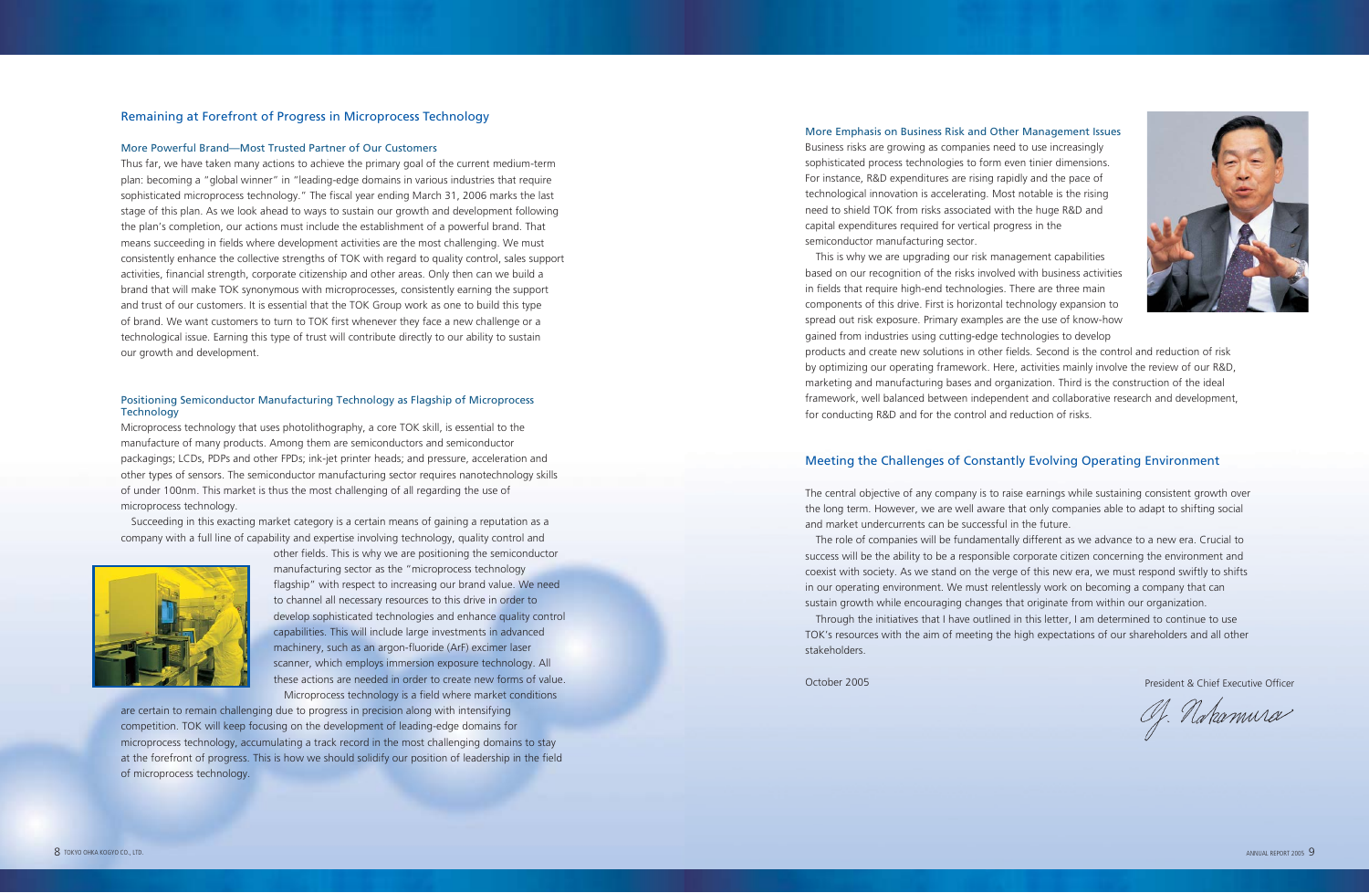## Remaining at Forefront of Progress in Microprocess Technology

### More Powerful Brand—Most Trusted Partner of Our Customers

Thus far, we have taken many actions to achieve the primary goal of the current medium-term plan: becoming a "global winner" in "leading-edge domains in various industries that require sophisticated microprocess technology." The fiscal year ending March 31, 2006 marks the last stage of this plan. As we look ahead to ways to sustain our growth and development following the plan's completion, our actions must include the establishment of a powerful brand. That means succeeding in fields where development activities are the most challenging. We must consistently enhance the collective strengths of TOK with regard to quality control, sales support activities, financial strength, corporate citizenship and other areas. Only then can we build a brand that will make TOK synonymous with microprocesses, consistently earning the support and trust of our customers. It is essential that the TOK Group work as one to build this type of brand. We want customers to turn to TOK first whenever they face a new challenge or a technological issue. Earning this type of trust will contribute directly to our ability to sustain our growth and development.

### Positioning Semiconductor Manufacturing Technology as Flagship of Microprocess Technology

Microprocess technology that uses photolithography, a core TOK skill, is essential to the manufacture of many products. Among them are semiconductors and semiconductor packagings; LCDs, PDPs and other FPDs; ink-jet printer heads; and pressure, acceleration and other types of sensors. The semiconductor manufacturing sector requires nanotechnology skills of under 100nm. This market is thus the most challenging of all regarding the use of microprocess technology.

Succeeding in this exacting market category is a certain means of gaining a reputation as a company with a full line of capability and expertise involving technology, quality control and other fields. This is why we are positioning the semiconductor manufacturing sector as the "microprocess technology flagship" with respect to increasing our brand value. We need to channel all necessary resources to this drive in order to develop sophisticated technologies and enhance quality control capabilities. This will include large investments in advanced machinery, such as an argon-fluoride (ArF) excimer laser scanner, which employs immersion exposure technology. All these actions are needed in order to create new forms of value.

Microprocess technology is a field where market conditions are certain to remain challenging due to progress in precision along with intensifying competition. TOK will keep focusing on the development of leading-edge domains for microprocess technology, accumulating a track record in the most challenging domains to stay at the forefront of progress. This is how we should solidify our position of leadership in the field of microprocess technology.

### More Emphasis on Business Risk and Other Management Issues

Business risks are growing as companies need to use increasingly sophisticated process technologies to form even tinier dimensions. For instance, R&D expenditures are rising rapidly and the pace of technological innovation is accelerating. Most notable is the rising need to shield TOK from risks associated with the huge R&D and capital expenditures required for vertical progress in the semiconductor manufacturing sector.

This is why we are upgrading our risk management capabilities based on our recognition of the risks involved with business activities in fields that require high-end technologies. There are three main components of this drive. First is horizontal technology expansion to spread out risk exposure. Primary examples are the use of know-how gained from industries using cutting-edge technologies to develop products and create new solutions in other fields. Second is the control and reduction of risk by optimizing our operating framework. Here, activities mainly involve the review of our R&D, marketing and manufacturing bases and organization. Third is the construction of the ideal framework, well balanced between independent and collaborative research and development, for conducting R&D and for the control and reduction of risks.

## Meeting the Challenges of Constantly Evolving Operating Environment

The central objective of any company is to raise earnings while sustaining consistent growth over the long term. However, we are well aware that only companies able to adapt to shifting social and market undercurrents can be successful in the future.

The role of companies will be fundamentally different as we advance to a new era. Crucial to success will be the ability to be a responsible corporate citizen concerning the environment and coexist with society. As we stand on the verge of this new era, we must respond swiftly to shifts in our operating environment. We must relentlessly work on becoming a company that can sustain growth while encouraging changes that originate from within our organization.

Through the initiatives that I have outlined in this letter, I am determined to continue to use TOK's resources with the aim of meeting the high expectations of our shareholders and all other stakeholders.

October 2005

President & Chief Executive Officer

Y. Nakamura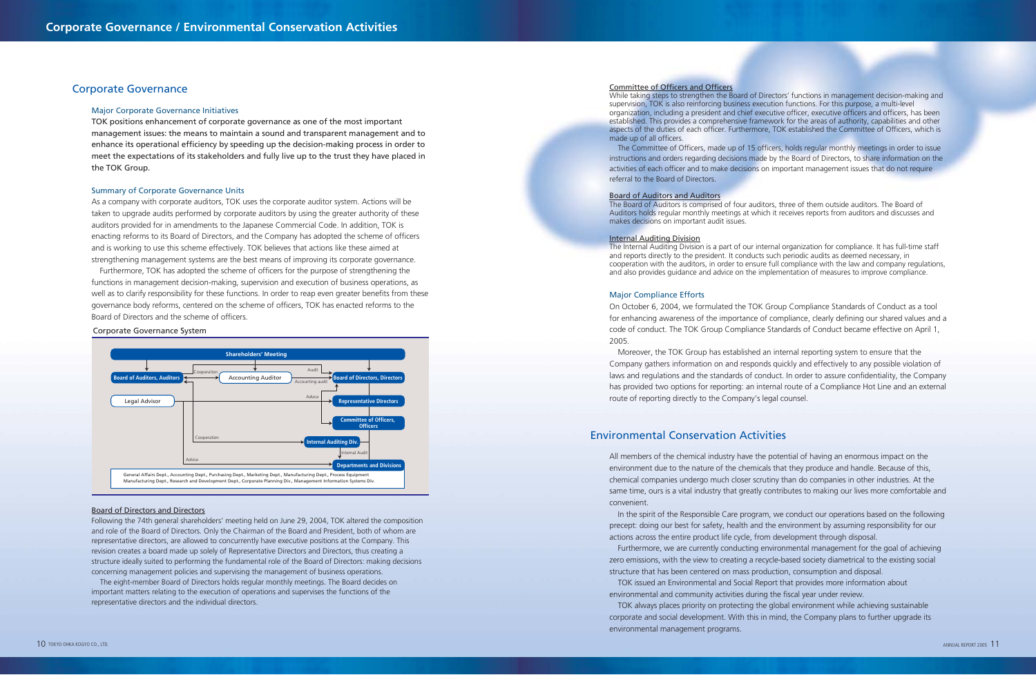# Corporate Governance / Environmental Conservation Activities

## Corporate Governance

### Major Corporate Governance Initiatives

TOK positions enhancement of corporate governance as one of the most important management issues: the means to maintain a sound and transparent management and to enhance its operational efficiency by speeding up the decision-making process in order to meet the expectations of its stakeholders and fully live up to the trust they have placed in the TOK Group.

### Summary of Corporate Governance Units

As a company with corporate auditors, TOK uses the corporate auditor system. Actions will be taken to upgrade audits performed by corporate auditors by using the greater authority of these auditors provided for in amendments to the Japanese Commercial Code. In addition, TOK is enacting reforms to its Board of Directors, and the Company has adopted the scheme of officers and is working to use this scheme effectively. TOK believes that actions like these aimed at strengthening management systems are the best means of improving its corporate governance.

Furthermore, TOK has adopted the scheme of officers for the purpose of strengthening the functions in management decision-making, supervision and execution of business operations, as well as to clarify responsibility for these functions. In order to reap even greater benefits from these governance body reforms, centered on the scheme of officers, TOK has enacted reforms to the Board of Directors and the scheme of officers.

Corporate Governance System

- Shareholders' Meeting
  - Board of Auditors, Auditors
  - Accounting Auditor
  - Board of Directors, Directors
- Board of Auditors, Auditors — Cooperation — Accounting Auditor
- Board of Auditors, Auditors — Audit — Board of Directors, Directors
- Accounting Auditor — Accounting audit — Board of Directors, Directors
- Legal Advisor — Advice — Representative Directors
- Board of Directors, Directors → Representative Directors → Committee of Officers, Officers
- Board of Auditors, Auditors — Cooperation — Internal Auditing Div.
- Internal Auditing Div. — Internal Audit — Departments and Divisions
- Legal Advisor — Advice — Departments and Divisions
- Departments and Divisions: General Affairs Dept., Accounting Dept., Purchasing Dept., Marketing Dept., Manufacturing Dept., Process Equipment Manufacturing Dept., Research and Development Dept., Corporate Planning Div., Management Information Systems Div.

### Board of Directors and Directors

Following the 74th general shareholders' meeting held on June 29, 2004, TOK altered the composition and role of the Board of Directors. Only the Chairman of the Board and President, both of whom are representative directors, are allowed to concurrently have executive positions at the Company. This revision creates a board made up solely of Representative Directors and Directors, thus creating a structure ideally suited to performing the fundamental role of the Board of Directors: making decisions concerning management policies and supervising the management of business operations.

The eight-member Board of Directors holds regular monthly meetings. The Board decides on important matters relating to the execution of operations and supervises the functions of the representative directors and the individual directors.

### Committee of Officers and Officers

While taking steps to strengthen the Board of Directors' functions in management decision-making and supervision, TOK is also reinforcing business execution functions. For this purpose, a multi-level organization, including a president and chief executive officer, executive officers and officers, has been established. This provides a comprehensive framework for the areas of authority, capabilities and other aspects of the duties of each officer. Furthermore, TOK established the Committee of Officers, which is made up of all officers.

The Committee of Officers, made up of 15 officers, holds regular monthly meetings in order to issue instructions and orders regarding decisions made by the Board of Directors, to share information on the activities of each officer and to make decisions on important management issues that do not require referral to the Board of Directors.

### Board of Auditors and Auditors

The Board of Auditors is comprised of four auditors, three of them outside auditors. The Board of Auditors holds regular monthly meetings at which it receives reports from auditors and discusses and makes decisions on important audit issues.

### Internal Auditing Division

The Internal Auditing Division is a part of our internal organization for compliance. It has full-time staff and reports directly to the president. It conducts such periodic audits as deemed necessary, in cooperation with the auditors, in order to ensure full compliance with the law and company regulations, and also provides guidance and advice on the implementation of measures to improve compliance.

### Major Compliance Efforts

On October 6, 2004, we formulated the TOK Group Compliance Standards of Conduct as a tool for enhancing awareness of the importance of compliance, clearly defining our shared values and a code of conduct. The TOK Group Compliance Standards of Conduct became effective on April 1, 2005.

Moreover, the TOK Group has established an internal reporting system to ensure that the Company gathers information on and responds quickly and effectively to any possible violation of laws and regulations and the standards of conduct. In order to assure confidentiality, the Company has provided two options for reporting: an internal route of a Compliance Hot Line and an external route of reporting directly to the Company's legal counsel.

## Environmental Conservation Activities

All members of the chemical industry have the potential of having an enormous impact on the environment due to the nature of the chemicals that they produce and handle. Because of this, chemical companies undergo much closer scrutiny than do companies in other industries. At the same time, ours is a vital industry that greatly contributes to making our lives more comfortable and convenient.

In the spirit of the Responsible Care program, we conduct our operations based on the following precept: doing our best for safety, health and the environment by assuming responsibility for our actions across the entire product life cycle, from development through disposal.

Furthermore, we are currently conducting environmental management for the goal of achieving zero emissions, with the view to creating a recycle-based society diametrical to the existing social structure that has been centered on mass production, consumption and disposal.

TOK issued an Environmental and Social Report that provides more information about environmental and community activities during the fiscal year under review.

TOK always places priority on protecting the global environment while achieving sustainable corporate and social development. With this in mind, the Company plans to further upgrade its environmental management programs.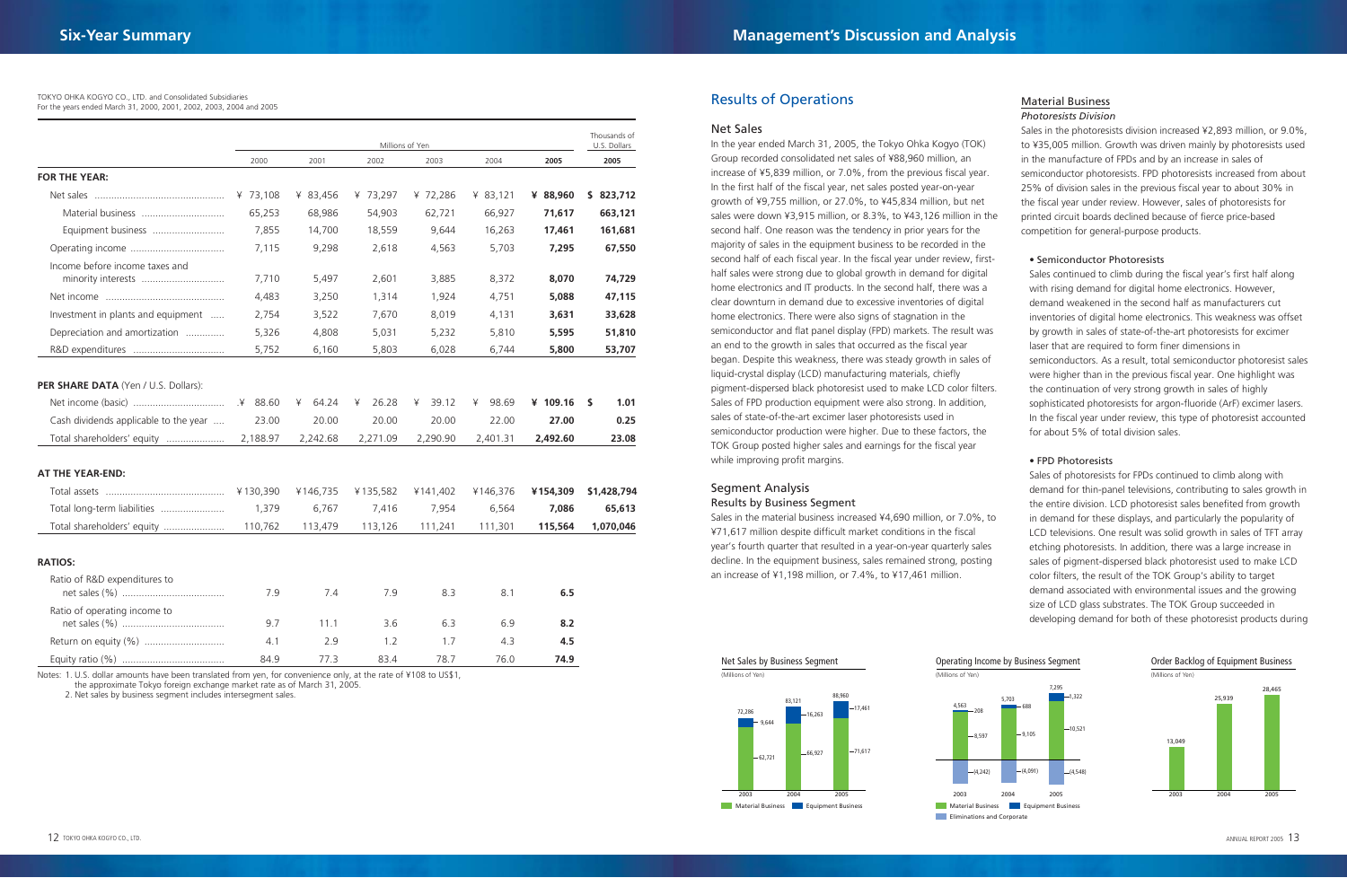# Six-Year Summary

TOKYO OHKA KOGYO CO., LTD. and Consolidated Subsidiaries
For the years ended March 31, 2000, 2001, 2002, 2003, 2004 and 2005

| | Millions of Yen | | | | | | Thousands of U.S. Dollars |
|---|---|---|---|---|---|---|---|
| | 2000 | 2001 | 2002 | 2003 | 2004 | **2005** | **2005** |
| **FOR THE YEAR:** | | | | | | | |
| Net sales | ¥ 73,108 | ¥ 83,456 | ¥ 73,297 | ¥ 72,286 | ¥ 83,121 | **¥ 88,960** | **$ 823,712** |
| Material business | 65,253 | 68,986 | 54,903 | 62,721 | 66,927 | **71,617** | **663,121** |
| Equipment business | 7,855 | 14,700 | 18,559 | 9,644 | 16,263 | **17,461** | **161,681** |
| Operating income | 7,115 | 9,298 | 2,618 | 4,563 | 5,703 | **7,295** | **67,550** |
| Income before income taxes and minority interests | 7,710 | 5,497 | 2,601 | 3,885 | 8,372 | **8,070** | **74,729** |
| Net income | 4,483 | 3,250 | 1,314 | 1,924 | 4,751 | **5,088** | **47,115** |
| Investment in plants and equipment | 2,754 | 3,522 | 7,670 | 8,019 | 4,131 | **3,631** | **33,628** |
| Depreciation and amortization | 5,326 | 4,808 | 5,031 | 5,232 | 5,810 | **5,595** | **51,810** |
| R&D expenditures | 5,752 | 6,160 | 5,803 | 6,028 | 6,744 | **5,800** | **53,707** |
| **PER SHARE DATA** (Yen / U.S. Dollars): | | | | | | | |
| Net income (basic) | ¥ 88.60 | ¥ 64.24 | ¥ 26.28 | ¥ 39.12 | ¥ 98.69 | **¥ 109.16** | **$ 1.01** |
| Cash dividends applicable to the year | 23.00 | 20.00 | 20.00 | 20.00 | 22.00 | **27.00** | **0.25** |
| Total shareholders' equity | 2,188.97 | 2,242.68 | 2,271.09 | 2,290.90 | 2,401.31 | **2,492.60** | **23.08** |
| **AT THE YEAR-END:** | | | | | | | |
| Total assets | ¥130,390 | ¥146,735 | ¥135,582 | ¥141,402 | ¥146,376 | **¥154,309** | **$1,428,794** |
| Total long-term liabilities | 1,379 | 6,767 | 7,416 | 7,954 | 6,564 | **7,086** | **65,613** |
| Total shareholders' equity | 110,762 | 113,479 | 113,126 | 111,241 | 111,301 | **115,564** | **1,070,046** |
| **RATIOS:** | | | | | | | |
| Ratio of R&D expenditures to net sales (%) | 7.9 | 7.4 | 7.9 | 8.3 | 8.1 | **6.5** | |
| Ratio of operating income to net sales (%) | 9.7 | 11.1 | 3.6 | 6.3 | 6.9 | **8.2** | |
| Return on equity (%) | 4.1 | 2.9 | 1.2 | 1.7 | 4.3 | **4.5** | |
| Equity ratio (%) | 84.9 | 77.3 | 83.4 | 78.7 | 76.0 | **74.9** | |

Notes: 1. U.S. dollar amounts have been translated from yen, for convenience only, at the rate of ¥108 to US$1, the approximate Tokyo foreign exchange market rate as of March 31, 2005.
2. Net sales by business segment includes intersegment sales.

# Management's Discussion and Analysis

## Results of Operations

### Net Sales

In the year ended March 31, 2005, the Tokyo Ohka Kogyo (TOK) Group recorded consolidated net sales of ¥88,960 million, an increase of ¥5,839 million, or 7.0%, from the previous fiscal year. In the first half of the fiscal year, net sales posted year-on-year growth of ¥9,755 million, or 27.0%, to ¥45,834 million, but net sales were down ¥3,915 million, or 8.3%, to ¥43,126 million in the second half. One reason was the tendency in prior years for the majority of sales in the equipment business to be recorded in the second half of each fiscal year. In the fiscal year under review, first-half sales were strong due to global growth in demand for digital home electronics and IT products. In the second half, there was a clear downturn in demand due to excessive inventories of digital home electronics. There were also signs of stagnation in the semiconductor and flat panel display (FPD) markets. The result was an end to the growth in sales that occurred as the fiscal year began. Despite this weakness, there was steady growth in sales of liquid-crystal display (LCD) manufacturing materials, chiefly pigment-dispersed black photoresist used to make LCD color filters. Sales of FPD production equipment were also strong. In addition, sales of state-of-the-art excimer laser photoresists used in semiconductor production were higher. Due to these factors, the TOK Group posted higher sales and earnings for the fiscal year while improving profit margins.

### Segment Analysis

#### Results by Business Segment

Sales in the material business increased ¥4,690 million, or 7.0%, to ¥71,617 million despite difficult market conditions in the fiscal year's fourth quarter that resulted in a year-on-year quarterly sales decline. In the equipment business, sales remained strong, posting an increase of ¥1,198 million, or 7.4%, to ¥17,461 million.

#### Material Business

*Photoresists Division*

Sales in the photoresists division increased ¥2,893 million, or 9.0%, to ¥35,005 million. Growth was driven mainly by photoresists used in the manufacture of FPDs and by an increase in sales of semiconductor photoresists. FPD photoresists increased from about 25% of division sales in the previous fiscal year to about 30% in the fiscal year under review. However, sales of photoresists for printed circuit boards declined because of fierce price-based competition for general-purpose products.

• Semiconductor Photoresists

Sales continued to climb during the fiscal year's first half along with rising demand for digital home electronics. However, demand weakened in the second half as manufacturers cut inventories of digital home electronics. This weakness was offset by growth in sales of state-of-the-art photoresists for excimer laser that are required to form finer dimensions in semiconductors. As a result, total semiconductor photoresist sales were higher than in the previous fiscal year. One highlight was the continuation of very strong growth in sales of highly sophisticated photoresists for argon-fluoride (ArF) excimer lasers. In the fiscal year under review, this type of photoresist accounted for about 5% of total division sales.

• FPD Photoresists

Sales of photoresists for FPDs continued to climb along with demand for thin-panel televisions, contributing to sales growth in the entire division. LCD photoresist sales benefited from growth in demand for these displays, and particularly the popularity of LCD televisions. One result was solid growth in sales of TFT array etching photoresists. In addition, there was a large increase in sales of pigment-dispersed black photoresist used to make LCD color filters, the result of the TOK Group's ability to target demand associated with environmental issues and the growing size of LCD glass substrates. The TOK Group succeeded in developing demand for both of these photoresist products during

**Net Sales by Business Segment**
(Millions of Yen)

| | 2003 | 2004 | 2005 |
|---|---|---|---|
| Material Business | 62,721 | 66,927 | 71,617 |
| Equipment Business | 9,644 | 16,263 | 17,461 |
| Total | 72,286 | 83,121 | 88,960 |

**Operating Income by Business Segment**
(Millions of Yen)

| | 2003 | 2004 | 2005 |
|---|---|---|---|
| Material Business | 8,597 | 9,105 | 10,521 |
| Equipment Business | 208 | 688 | 1,322 |
| Eliminations and Corporate | (4,242) | (4,091) | (4,548) |
| Total | 4,563 | 5,703 | 7,295 |

**Order Backlog of Equipment Business**
(Millions of Yen)

| 2003 | 2004 | 2005 |
|---|---|---|
| 13,049 | 25,939 | 28,465 |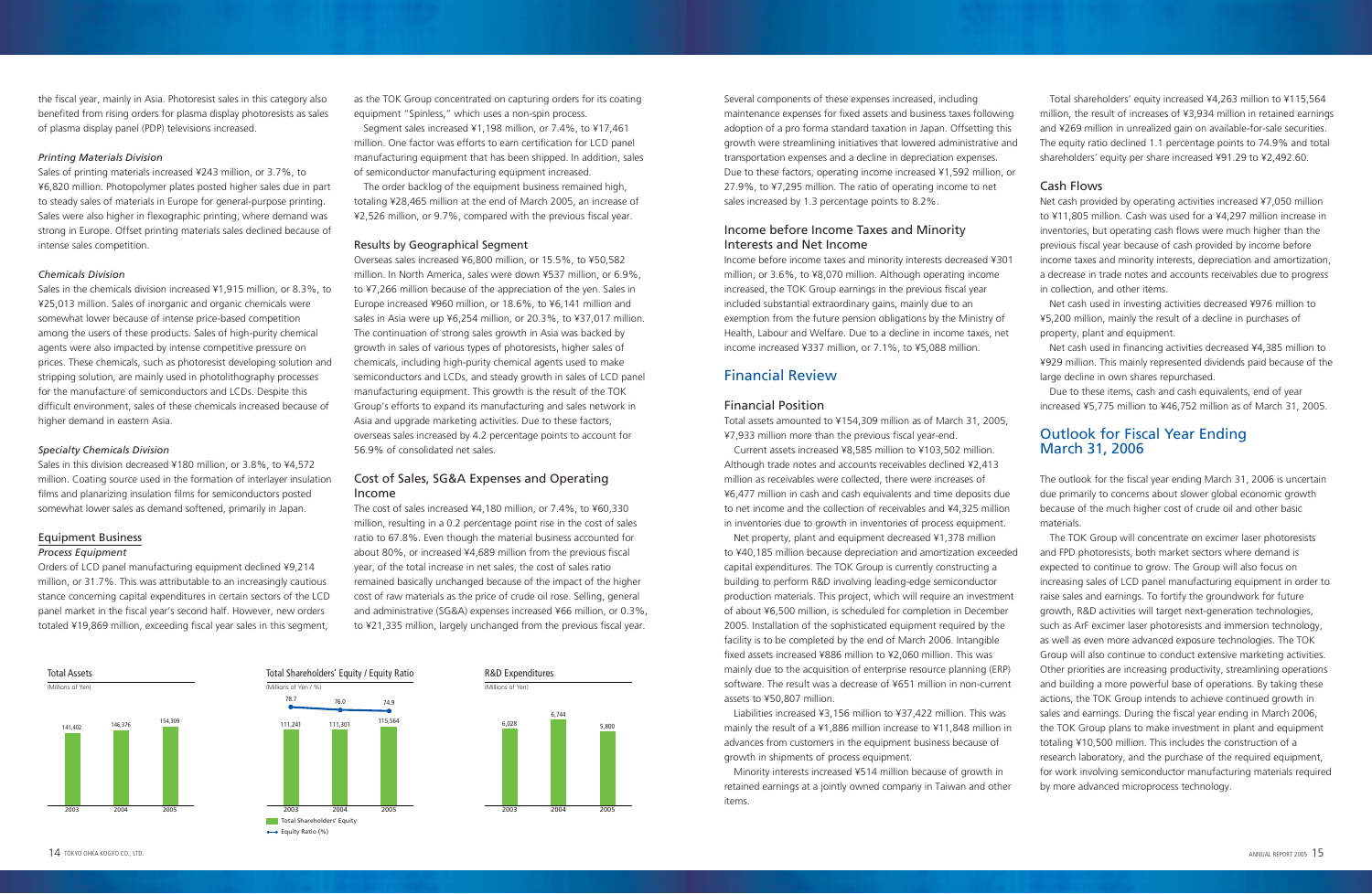the fiscal year, mainly in Asia. Photoresist sales in this category also benefited from rising orders for plasma display photoresists as sales of plasma display panel (PDP) televisions increased.

*Printing Materials Division*

Sales of printing materials increased ¥243 million, or 3.7%, to ¥6,820 million. Photopolymer plates posted higher sales due in part to steady sales of materials in Europe for general-purpose printing. Sales were also higher in flexographic printing, where demand was strong in Europe. Offset printing materials sales declined because of intense sales competition.

*Chemicals Division*

Sales in the chemicals division increased ¥1,915 million, or 8.3%, to ¥25,013 million. Sales of inorganic and organic chemicals were somewhat lower because of intense price-based competition among the users of these products. Sales of high-purity chemical agents were also impacted by intense competitive pressure on prices. These chemicals, such as photoresist developing solution and stripping solution, are mainly used in photolithography processes for the manufacture of semiconductors and LCDs. Despite this difficult environment, sales of these chemicals increased because of higher demand in eastern Asia.

*Specialty Chemicals Division*

Sales in this division decreased ¥180 million, or 3.8%, to ¥4,572 million. Coating source used in the formation of interlayer insulation films and planarizing insulation films for semiconductors posted somewhat lower sales as demand softened, primarily in Japan.

### Equipment Business

*Process Equipment*

Orders of LCD panel manufacturing equipment declined ¥9,214 million, or 31.7%. This was attributable to an increasingly cautious stance concerning capital expenditures in certain sectors of the LCD panel market in the fiscal year's second half. However, new orders totaled ¥19,869 million, exceeding fiscal year sales in this segment, as the TOK Group concentrated on capturing orders for its coating equipment "Spinless," which uses a non-spin process.

Segment sales increased ¥1,198 million, or 7.4%, to ¥17,461 million. One factor was efforts to earn certification for LCD panel manufacturing equipment that has been shipped. In addition, sales of semiconductor manufacturing equipment increased.

The order backlog of the equipment business remained high, totaling ¥28,465 million at the end of March 2005, an increase of ¥2,526 million, or 9.7%, compared with the previous fiscal year.

### Results by Geographical Segment

Overseas sales increased ¥6,800 million, or 15.5%, to ¥50,582 million. In North America, sales were down ¥537 million, or 6.9%, to ¥7,266 million because of the appreciation of the yen. Sales in Europe increased ¥960 million, or 18.6%, to ¥6,141 million and sales in Asia were up ¥6,254 million, or 20.3%, to ¥37,017 million. The continuation of strong sales growth in Asia was backed by growth in sales of various types of photoresists, higher sales of chemicals, including high-purity chemical agents used to make semiconductors and LCDs, and steady growth in sales of LCD panel manufacturing equipment. This growth is the result of the TOK Group's efforts to expand its manufacturing and sales network in Asia and upgrade marketing activities. Due to these factors, overseas sales increased by 4.2 percentage points to account for 56.9% of consolidated net sales.

### Cost of Sales, SG&A Expenses and Operating Income

The cost of sales increased ¥4,180 million, or 7.4%, to ¥60,330 million, resulting in a 0.2 percentage point rise in the cost of sales ratio to 67.8%. Even though the material business accounted for about 80%, or increased ¥4,689 million from the previous fiscal year, of the total increase in net sales, the cost of sales ratio remained basically unchanged because of the impact of the higher cost of raw materials as the price of crude oil rose. Selling, general and administrative (SG&A) expenses increased ¥66 million, or 0.3%, to ¥21,335 million, largely unchanged from the previous fiscal year.

Several components of these expenses increased, including maintenance expenses for fixed assets and business taxes following adoption of a pro forma standard taxation in Japan. Offsetting this growth were streamlining initiatives that lowered administrative and transportation expenses and a decline in depreciation expenses. Due to these factors, operating income increased ¥1,592 million, or 27.9%, to ¥7,295 million. The ratio of operating income to net sales increased by 1.3 percentage points to 8.2%.

### Income before Income Taxes and Minority Interests and Net Income

Income before income taxes and minority interests decreased ¥301 million, or 3.6%, to ¥8,070 million. Although operating income increased, the TOK Group earnings in the previous fiscal year included substantial extraordinary gains, mainly due to an exemption from the future pension obligations by the Ministry of Health, Labour and Welfare. Due to a decline in income taxes, net income increased ¥337 million, or 7.1%, to ¥5,088 million.

## Financial Review

### Financial Position

Total assets amounted to ¥154,309 million as of March 31, 2005, ¥7,933 million more than the previous fiscal year-end.

Current assets increased ¥8,585 million to ¥103,502 million. Although trade notes and accounts receivables declined ¥2,413 million as receivables were collected, there were increases of ¥6,477 million in cash and cash equivalents and time deposits due to net income and the collection of receivables and ¥4,325 million in inventories due to growth in inventories of process equipment.

Net property, plant and equipment decreased ¥1,378 million to ¥40,185 million because depreciation and amortization exceeded capital expenditures. The TOK Group is currently constructing a building to perform R&D involving leading-edge semiconductor production materials. This project, which will require an investment of about ¥6,500 million, is scheduled for completion in December 2005. Installation of the sophisticated equipment required by the facility is to be completed by the end of March 2006. Intangible fixed assets increased ¥886 million to ¥2,060 million. This was mainly due to the acquisition of enterprise resource planning (ERP) software. The result was a decrease of ¥651 million in non-current assets to ¥50,807 million.

Liabilities increased ¥3,156 million to ¥37,422 million. This was mainly the result of a ¥1,886 million increase to ¥11,848 million in advances from customers in the equipment business because of growth in shipments of process equipment.

Minority interests increased ¥514 million because of growth in retained earnings at a jointly owned company in Taiwan and other items.

Total shareholders' equity increased ¥4,263 million to ¥115,564 million, the result of increases of ¥3,934 million in retained earnings and ¥269 million in unrealized gain on available-for-sale securities. The equity ratio declined 1.1 percentage points to 74.9% and total shareholders' equity per share increased ¥91.29 to ¥2,492.60.

### Cash Flows

Net cash provided by operating activities increased ¥7,050 million to ¥11,805 million. Cash was used for a ¥4,297 million increase in inventories, but operating cash flows were much higher than the previous fiscal year because of cash provided by income before income taxes and minority interests, depreciation and amortization, a decrease in trade notes and accounts receivables due to progress in collection, and other items.

Net cash used in investing activities decreased ¥976 million to ¥5,200 million, mainly the result of a decline in purchases of property, plant and equipment.

Net cash used in financing activities decreased ¥4,385 million to ¥929 million. This mainly represented dividends paid because of the large decline in own shares repurchased.

Due to these items, cash and cash equivalents, end of year increased ¥5,775 million to ¥46,752 million as of March 31, 2005.

## Outlook for Fiscal Year Ending March 31, 2006

The outlook for the fiscal year ending March 31, 2006 is uncertain due primarily to concerns about slower global economic growth because of the much higher cost of crude oil and other basic materials.

The TOK Group will concentrate on excimer laser photoresists and FPD photoresists, both market sectors where demand is expected to continue to grow. The Group will also focus on increasing sales of LCD panel manufacturing equipment in order to raise sales and earnings. To fortify the groundwork for future growth, R&D activities will target next-generation technologies, such as ArF excimer laser photoresists and immersion technology, as well as even more advanced exposure technologies. The TOK Group will also continue to conduct extensive marketing activities. Other priorities are increasing productivity, streamlining operations and building a more powerful base of operations. By taking these actions, the TOK Group intends to achieve continued growth in sales and earnings. During the fiscal year ending in March 2006, the TOK Group plans to make investment in plant and equipment totaling ¥10,500 million. This includes the construction of a research laboratory, and the purchase of the required equipment, for work involving semiconductor manufacturing materials required by more advanced microprocess technology.

**Total Assets**
(Millions of Yen)

| 2003 | 2004 | 2005 |
|---|---|---|
| 141,402 | 146,376 | 154,309 |

**Total Shareholders' Equity / Equity Ratio**
(Millions of Yen / %)

| | 2003 | 2004 | 2005 |
|---|---|---|---|
| Total Shareholders' Equity | 111,241 | 111,301 | 115,564 |
| Equity Ratio (%) | 78.7 | 76.0 | 74.9 |

**R&D Expenditures**
(Millions of Yen)

| 2003 | 2004 | 2005 |
|---|---|---|
| 6,028 | 6,744 | 5,800 |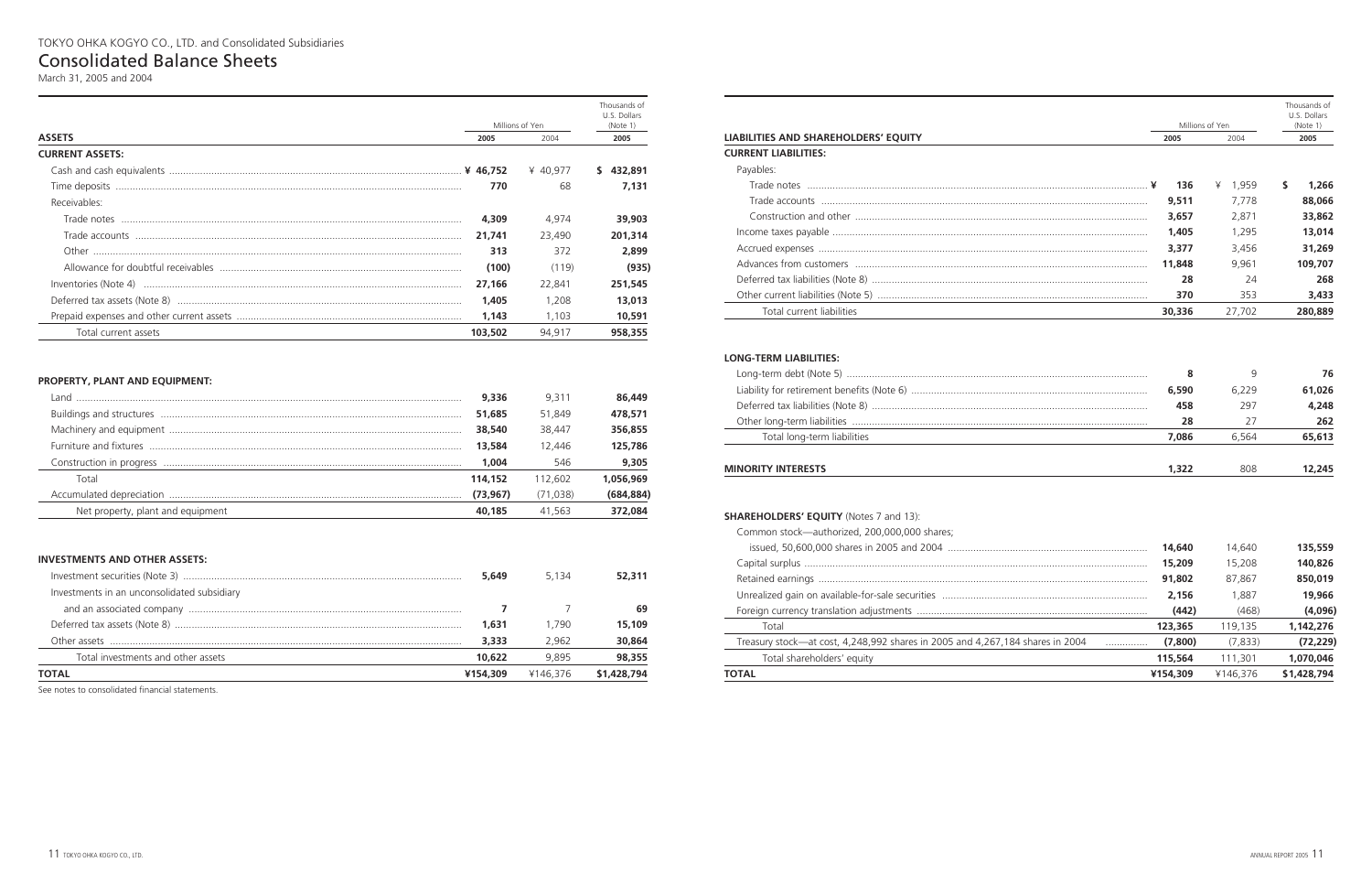TOKYO OHKA KOGYO CO., LTD. and Consolidated Subsidiaries

# Consolidated Balance Sheets

March 31, 2005 and 2004

| ASSETS | Millions of Yen 2005 | Millions of Yen 2004 | Thousands of U.S. Dollars (Note 1) 2005 |
|---|---|---|---|
| **CURRENT ASSETS:** | | | |
| Cash and cash equivalents | **¥ 46,752** | ¥ 40,977 | **$ 432,891** |
| Time deposits | **770** | 68 | **7,131** |
| Receivables: | | | |
| Trade notes | **4,309** | 4,974 | **39,903** |
| Trade accounts | **21,741** | 23,490 | **201,314** |
| Other | **313** | 372 | **2,899** |
| Allowance for doubtful receivables | **(100)** | (119) | **(935)** |
| Inventories (Note 4) | **27,166** | 22,841 | **251,545** |
| Deferred tax assets (Note 8) | **1,405** | 1,208 | **13,013** |
| Prepaid expenses and other current assets | **1,143** | 1,103 | **10,591** |
| Total current assets | **103,502** | 94,917 | **958,355** |
| **PROPERTY, PLANT AND EQUIPMENT:** | | | |
| Land | **9,336** | 9,311 | **86,449** |
| Buildings and structures | **51,685** | 51,849 | **478,571** |
| Machinery and equipment | **38,540** | 38,447 | **356,855** |
| Furniture and fixtures | **13,584** | 12,446 | **125,786** |
| Construction in progress | **1,004** | 546 | **9,305** |
| Total | **114,152** | 112,602 | **1,056,969** |
| Accumulated depreciation | **(73,967)** | (71,038) | **(684,884)** |
| Net property, plant and equipment | **40,185** | 41,563 | **372,084** |
| **INVESTMENTS AND OTHER ASSETS:** | | | |
| Investment securities (Note 3) | **5,649** | 5,134 | **52,311** |
| Investments in an unconsolidated subsidiary and an associated company | **7** | 7 | **69** |
| Deferred tax assets (Note 8) | **1,631** | 1,790 | **15,109** |
| Other assets | **3,333** | 2,962 | **30,864** |
| Total investments and other assets | **10,622** | 9,895 | **98,355** |
| **TOTAL** | **¥154,309** | ¥146,376 | **$1,428,794** |

See notes to consolidated financial statements.

| LIABILITIES AND SHAREHOLDERS' EQUITY | Millions of Yen 2005 | Millions of Yen 2004 | Thousands of U.S. Dollars (Note 1) 2005 |
|---|---|---|---|
| **CURRENT LIABILITIES:** | | | |
| Payables: | | | |
| Trade notes | **¥ 136** | ¥ 1,959 | **$ 1,266** |
| Trade accounts | **9,511** | 7,778 | **88,066** |
| Construction and other | **3,657** | 2,871 | **33,862** |
| Income taxes payable | **1,405** | 1,295 | **13,014** |
| Accrued expenses | **3,377** | 3,456 | **31,269** |
| Advances from customers | **11,848** | 9,961 | **109,707** |
| Deferred tax liabilities (Note 8) | **28** | 24 | **268** |
| Other current liabilities (Note 5) | **370** | 353 | **3,433** |
| Total current liabilities | **30,336** | 27,702 | **280,889** |
| **LONG-TERM LIABILITIES:** | | | |
| Long-term debt (Note 5) | **8** | 9 | **76** |
| Liability for retirement benefits (Note 6) | **6,590** | 6,229 | **61,026** |
| Deferred tax liabilities (Note 8) | **458** | 297 | **4,248** |
| Other long-term liabilities | **28** | 27 | **262** |
| Total long-term liabilities | **7,086** | 6,564 | **65,613** |
| **MINORITY INTERESTS** | **1,322** | 808 | **12,245** |
| **SHAREHOLDERS' EQUITY** (Notes 7 and 13): | | | |
| Common stock—authorized, 200,000,000 shares; issued, 50,600,000 shares in 2005 and 2004 | **14,640** | 14,640 | **135,559** |
| Capital surplus | **15,209** | 15,208 | **140,826** |
| Retained earnings | **91,802** | 87,867 | **850,019** |
| Unrealized gain on available-for-sale securities | **2,156** | 1,887 | **19,966** |
| Foreign currency translation adjustments | **(442)** | (468) | **(4,096)** |
| Total | **123,365** | 119,135 | **1,142,276** |
| Treasury stock—at cost, 4,248,992 shares in 2005 and 4,267,184 shares in 2004 | **(7,800)** | (7,833) | **(72,229)** |
| Total shareholders' equity | **115,564** | 111,301 | **1,070,046** |
| **TOTAL** | **¥154,309** | ¥146,376 | **$1,428,794** |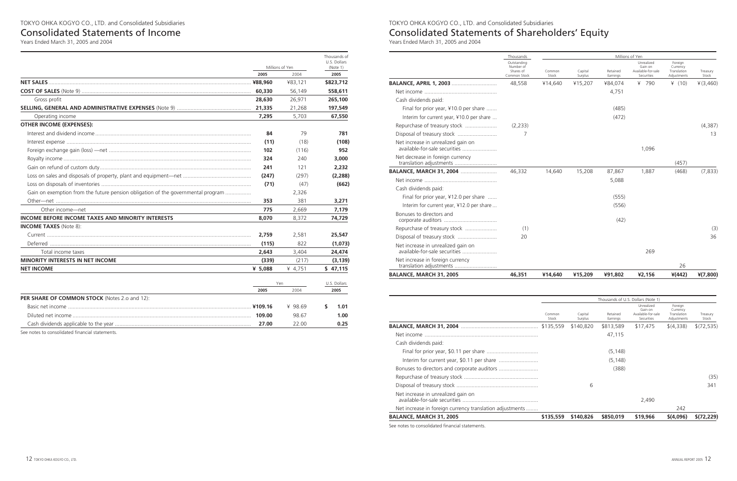TOKYO OHKA KOGYO CO., LTD. and Consolidated Subsidiaries

# Consolidated Statements of Income

Years Ended March 31, 2005 and 2004

| | Millions of Yen | | Thousands of U.S. Dollars (Note 1) |
|---|---|---|---|
| | **2005** | 2004 | **2005** |
| **NET SALES** | **¥88,960** | ¥83,121 | **$823,712** |
| **COST OF SALES** (Note 9) | **60,330** | 56,149 | **558,611** |
| Gross profit | **28,630** | 26,971 | **265,100** |
| **SELLING, GENERAL AND ADMINISTRATIVE EXPENSES** (Note 9) | **21,335** | 21,268 | **197,549** |
| Operating income | **7,295** | 5,703 | **67,550** |
| **OTHER INCOME (EXPENSES):** | | | |
| Interest and dividend income | **84** | 79 | **781** |
| Interest expense | **(11)** | (18) | **(108)** |
| Foreign exchange gain (loss) —net | **102** | (116) | **952** |
| Royalty income | **324** | 240 | **3,000** |
| Gain on refund of custom duty | **241** | 121 | **2,232** |
| Loss on sales and disposals of property, plant and equipment—net | **(247)** | (297) | **(2,288)** |
| Loss on disposals of inventories | **(71)** | (47) | **(662)** |
| Gain on exemption from the future pension obligation of the governmental program | | 2,326 | |
| Other—net | **353** | 381 | **3,271** |
| Other income—net | **775** | 2,669 | **7,179** |
| **INCOME BEFORE INCOME TAXES AND MINORITY INTERESTS** | **8,070** | 8,372 | **74,729** |
| **INCOME TAXES** (Note 8): | | | |
| Current | **2,759** | 2,581 | **25,547** |
| Deferred | **(115)** | 822 | **(1,073)** |
| Total income taxes | **2,643** | 3,404 | **24,474** |
| **MINORITY INTERESTS IN NET INCOME** | **(339)** | (217) | **(3,139)** |
| **NET INCOME** | **¥ 5,088** | ¥ 4,751 | **$ 47,115** |

| | Yen | | U.S. Dollars |
|---|---|---|---|
| | **2005** | 2004 | **2005** |
| **PER SHARE OF COMMON STOCK** (Notes 2.o and 12): | | | |
| Basic net income | **¥109.16** | ¥ 98.69 | **$ 1.01** |
| Diluted net income | **109.00** | 98.67 | **1.00** |
| Cash dividends applicable to the year | **27.00** | 22.00 | **0.25** |

See notes to consolidated financial statements.

TOKYO OHKA KOGYO CO., LTD. and Consolidated Subsidiaries

# Consolidated Statements of Shareholders' Equity

Years Ended March 31, 2005 and 2004

| | Thousands | Millions of Yen | | | | | |
|---|---|---|---|---|---|---|---|
| | Outstanding Number of Shares of Common Stock | Common Stock | Capital Surplus | Retained Earnings | Unrealized Gain on Available-for-sale Securities | Foreign Currency Translation Adjustments | Treasury Stock |
| **BALANCE, APRIL 1, 2003** | 48,558 | ¥14,640 | ¥15,207 | ¥84,074 | ¥ 790 | ¥ (10) | ¥(3,460) |
| Net income | | | | 4,751 | | | |
| Cash dividends paid: | | | | | | | |
| Final for prior year, ¥10.0 per share | | | | (485) | | | |
| Interim for current year, ¥10.0 per share | | | | (472) | | | |
| Repurchase of treasury stock | (2,233) | | | | | | (4,387) |
| Disposal of treasury stock | 7 | | | | | | 13 |
| Net increase in unrealized gain on available-for-sale securities | | | | | 1,096 | | |
| Net decrease in foreign currency translation adjustments | | | | | | (457) | |
| **BALANCE, MARCH 31, 2004** | 46,332 | 14,640 | 15,208 | 87,867 | 1,887 | (468) | (7,833) |
| Net income | | | | 5,088 | | | |
| Cash dividends paid: | | | | | | | |
| Final for prior year, ¥12.0 per share | | | | (555) | | | |
| Interim for current year, ¥12.0 per share | | | | (556) | | | |
| Bonuses to directors and corporate auditors | | | | (42) | | | |
| Repurchase of treasury stock | (1) | | | | | | (3) |
| Disposal of treasury stock | 20 | | | | | | 36 |
| Net increase in unrealized gain on available-for-sale securities | | | | | 269 | | |
| Net increase in foreign currency translation adjustments | | | | | | 26 | |
| **BALANCE, MARCH 31, 2005** | **46,351** | **¥14,640** | **¥15,209** | **¥91,802** | **¥2,156** | **¥(442)** | **¥(7,800)** |

| | Thousands of U.S. Dollars (Note 1) | | | | | |
|---|---|---|---|---|---|---|
| | Common Stock | Capital Surplus | Retained Earnings | Unrealized Gain on Available-for-sale Securities | Foreign Currency Translation Adjustments | Treasury Stock |
| **BALANCE, MARCH 31, 2004** | $135,559 | $140,820 | $813,589 | $17,475 | $(4,338) | $(72,535) |
| Net income | | | 47,115 | | | |
| Cash dividends paid: | | | | | | |
| Final for prior year, $0.11 per share | | | (5,148) | | | |
| Interim for current year, $0.11 per share | | | (5,148) | | | |
| Bonuses to directors and corporate auditors | | | (388) | | | |
| Repurchase of treasury stock | | | | | | (35) |
| Disposal of treasury stock | | 6 | | | | 341 |
| Net increase in unrealized gain on available-for-sale securities | | | | 2,490 | | |
| Net increase in foreign currency translation adjustments | | | | | 242 | |
| **BALANCE, MARCH 31, 2005** | **$135,559** | **$140,826** | **$850,019** | **$19,966** | **$(4,096)** | **$(72,229)** |

See notes to consolidated financial statements.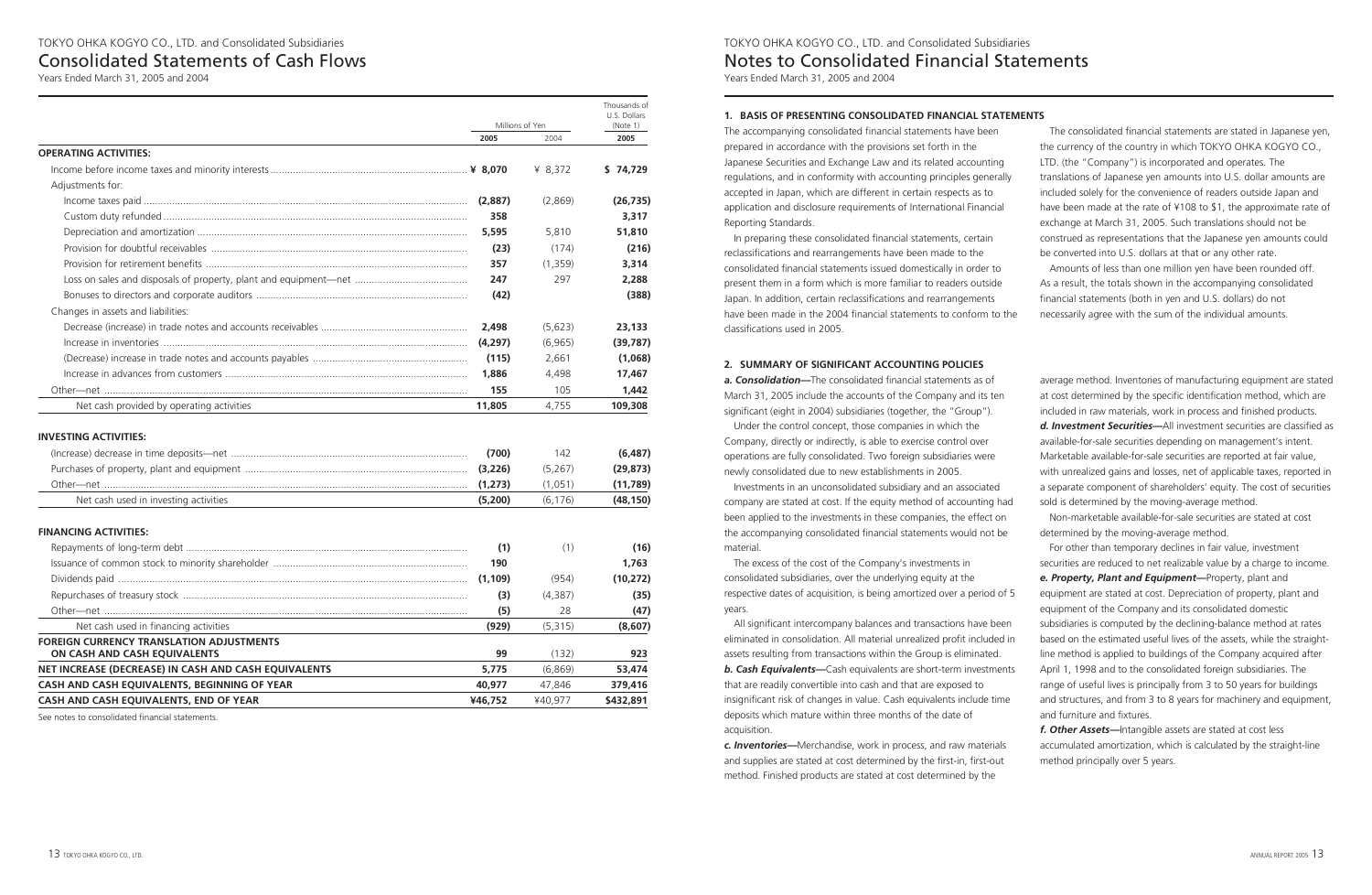TOKYO OHKA KOGYO CO., LTD. and Consolidated Subsidiaries

# Consolidated Statements of Cash Flows

Years Ended March 31, 2005 and 2004

| | Millions of Yen | | Thousands of U.S. Dollars (Note 1) |
|---|---|---|---|
| | 2005 | 2004 | 2005 |
| **OPERATING ACTIVITIES:** | | | |
| Income before income taxes and minority interests | **¥ 8,070** | ¥ 8,372 | **$ 74,729** |
| Adjustments for: | | | |
| Income taxes paid | **(2,887)** | (2,869) | **(26,735)** |
| Custom duty refunded | **358** | | **3,317** |
| Depreciation and amortization | **5,595** | 5,810 | **51,810** |
| Provision for doubtful receivables | **(23)** | (174) | **(216)** |
| Provision for retirement benefits | **357** | (1,359) | **3,314** |
| Loss on sales and disposals of property, plant and equipment—net | **247** | 297 | **2,288** |
| Bonuses to directors and corporate auditors | **(42)** | | **(388)** |
| Changes in assets and liabilities: | | | |
| Decrease (increase) in trade notes and accounts receivables | **2,498** | (5,623) | **23,133** |
| Increase in inventories | **(4,297)** | (6,965) | **(39,787)** |
| (Decrease) increase in trade notes and accounts payables | **(115)** | 2,661 | **(1,068)** |
| Increase in advances from customers | **1,886** | 4,498 | **17,467** |
| Other—net | **155** | 105 | **1,442** |
| Net cash provided by operating activities | **11,805** | 4,755 | **109,308** |
| **INVESTING ACTIVITIES:** | | | |
| (Increase) decrease in time deposits—net | **(700)** | 142 | **(6,487)** |
| Purchases of property, plant and equipment | **(3,226)** | (5,267) | **(29,873)** |
| Other—net | **(1,273)** | (1,051) | **(11,789)** |
| Net cash used in investing activities | **(5,200)** | (6,176) | **(48,150)** |
| **FINANCING ACTIVITIES:** | | | |
| Repayments of long-term debt | **(1)** | (1) | **(16)** |
| Issuance of common stock to minority shareholder | **190** | | **1,763** |
| Dividends paid | **(1,109)** | (954) | **(10,272)** |
| Repurchases of treasury stock | **(3)** | (4,387) | **(35)** |
| Other—net | **(5)** | 28 | **(47)** |
| Net cash used in financing activities | **(929)** | (5,315) | **(8,607)** |
| **FOREIGN CURRENCY TRANSLATION ADJUSTMENTS ON CASH AND CASH EQUIVALENTS** | **99** | (132) | **923** |
| **NET INCREASE (DECREASE) IN CASH AND CASH EQUIVALENTS** | **5,775** | (6,869) | **53,474** |
| **CASH AND CASH EQUIVALENTS, BEGINNING OF YEAR** | **40,977** | 47,846 | **379,416** |
| **CASH AND CASH EQUIVALENTS, END OF YEAR** | **¥46,752** | ¥40,977 | **$432,891** |

See notes to consolidated financial statements.

TOKYO OHKA KOGYO CO., LTD. and Consolidated Subsidiaries

# Notes to Consolidated Financial Statements

Years Ended March 31, 2005 and 2004

## 1. BASIS OF PRESENTING CONSOLIDATED FINANCIAL STATEMENTS

The accompanying consolidated financial statements have been prepared in accordance with the provisions set forth in the Japanese Securities and Exchange Law and its related accounting regulations, and in conformity with accounting principles generally accepted in Japan, which are different in certain respects as to application and disclosure requirements of International Financial Reporting Standards.

In preparing these consolidated financial statements, certain reclassifications and rearrangements have been made to the consolidated financial statements issued domestically in order to present them in a form which is more familiar to readers outside Japan. In addition, certain reclassifications and rearrangements have been made in the 2004 financial statements to conform to the classifications used in 2005.

The consolidated financial statements are stated in Japanese yen, the currency of the country in which TOKYO OHKA KOGYO CO., LTD. (the "Company") is incorporated and operates. The translations of Japanese yen amounts into U.S. dollar amounts are included solely for the convenience of readers outside Japan and have been made at the rate of ¥108 to $1, the approximate rate of exchange at March 31, 2005. Such translations should not be construed as representations that the Japanese yen amounts could be converted into U.S. dollars at that or any other rate.

Amounts of less than one million yen have been rounded off. As a result, the totals shown in the accompanying consolidated financial statements (both in yen and U.S. dollars) do not necessarily agree with the sum of the individual amounts.

## 2. SUMMARY OF SIGNIFICANT ACCOUNTING POLICIES

***a. Consolidation***—The consolidated financial statements as of March 31, 2005 include the accounts of the Company and its ten significant (eight in 2004) subsidiaries (together, the "Group").

Under the control concept, those companies in which the Company, directly or indirectly, is able to exercise control over operations are fully consolidated. Two foreign subsidiaries were newly consolidated due to new establishments in 2005.

Investments in an unconsolidated subsidiary and an associated company are stated at cost. If the equity method of accounting had been applied to the investments in these companies, the effect on the accompanying consolidated financial statements would not be material.

The excess of the cost of the Company's investments in consolidated subsidiaries, over the underlying equity at the respective dates of acquisition, is being amortized over a period of 5 years.

All significant intercompany balances and transactions have been eliminated in consolidation. All material unrealized profit included in assets resulting from transactions within the Group is eliminated.

***b. Cash Equivalents***—Cash equivalents are short-term investments that are readily convertible into cash and that are exposed to insignificant risk of changes in value. Cash equivalents include time deposits which mature within three months of the date of acquisition.

***c. Inventories***—Merchandise, work in process, and raw materials and supplies are stated at cost determined by the first-in, first-out method. Finished products are stated at cost determined by the average method. Inventories of manufacturing equipment are stated at cost determined by the specific identification method, which are included in raw materials, work in process and finished products.

***d. Investment Securities***—All investment securities are classified as available-for-sale securities depending on management's intent. Marketable available-for-sale securities are reported at fair value, with unrealized gains and losses, net of applicable taxes, reported in a separate component of shareholders' equity. The cost of securities sold is determined by the moving-average method.

Non-marketable available-for-sale securities are stated at cost determined by the moving-average method.

For other than temporary declines in fair value, investment securities are reduced to net realizable value by a charge to income.

***e. Property, Plant and Equipment***—Property, plant and equipment are stated at cost. Depreciation of property, plant and equipment of the Company and its consolidated domestic subsidiaries is computed by the declining-balance method at rates based on the estimated useful lives of the assets, while the straight-line method is applied to buildings of the Company acquired after April 1, 1998 and to the consolidated foreign subsidiaries. The range of useful lives is principally from 3 to 50 years for buildings and structures, and from 3 to 8 years for machinery and equipment, and furniture and fixtures.

***f. Other Assets***—Intangible assets are stated at cost less accumulated amortization, which is calculated by the straight-line method principally over 5 years.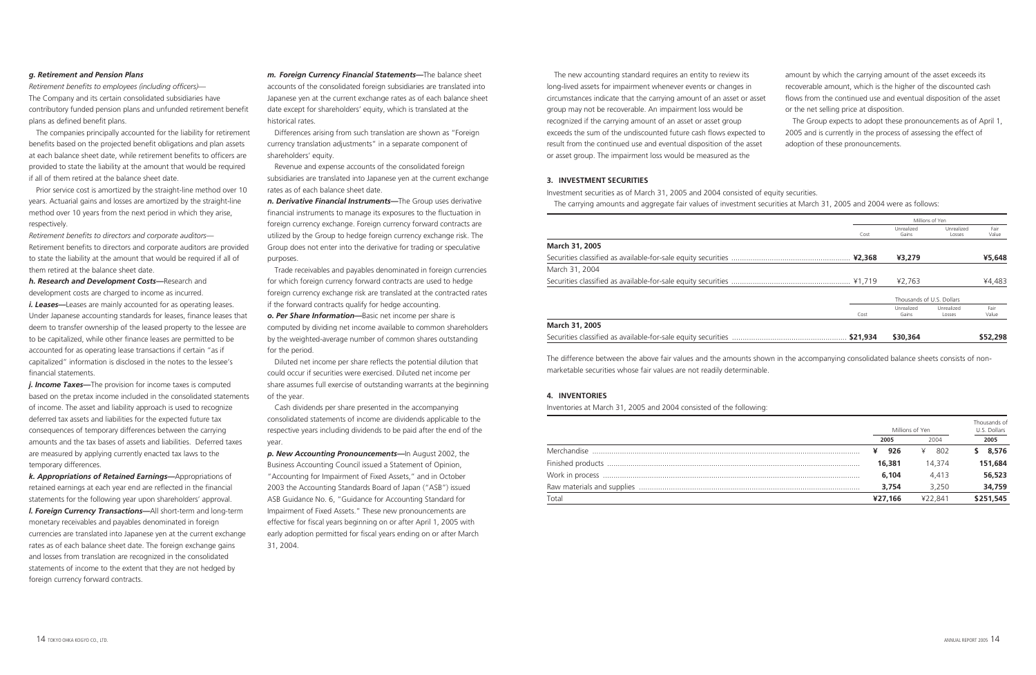*g. Retirement and Pension Plans*

*Retirement benefits to employees (including officers)*—
The Company and its certain consolidated subsidiaries have contributory funded pension plans and unfunded retirement benefit plans as defined benefit plans.

The companies principally accounted for the liability for retirement benefits based on the projected benefit obligations and plan assets at each balance sheet date, while retirement benefits to officers are provided to state the liability at the amount that would be required if all of them retired at the balance sheet date.

Prior service cost is amortized by the straight-line method over 10 years. Actuarial gains and losses are amortized by the straight-line method over 10 years from the next period in which they arise, respectively.

*Retirement benefits to directors and corporate auditors*—
Retirement benefits to directors and corporate auditors are provided to state the liability at the amount that would be required if all of them retired at the balance sheet date.

***h. Research and Development Costs***—Research and development costs are charged to income as incurred.

***i. Leases***—Leases are mainly accounted for as operating leases. Under Japanese accounting standards for leases, finance leases that deem to transfer ownership of the leased property to the lessee are to be capitalized, while other finance leases are permitted to be accounted for as operating lease transactions if certain "as if capitalized" information is disclosed in the notes to the lessee's financial statements.

***j. Income Taxes***—The provision for income taxes is computed based on the pretax income included in the consolidated statements of income. The asset and liability approach is used to recognize deferred tax assets and liabilities for the expected future tax consequences of temporary differences between the carrying amounts and the tax bases of assets and liabilities. Deferred taxes are measured by applying currently enacted tax laws to the temporary differences.

***k. Appropriations of Retained Earnings***—Appropriations of retained earnings at each year end are reflected in the financial statements for the following year upon shareholders' approval.

***l. Foreign Currency Transactions***—All short-term and long-term monetary receivables and payables denominated in foreign currencies are translated into Japanese yen at the current exchange rates as of each balance sheet date. The foreign exchange gains and losses from translation are recognized in the consolidated statements of income to the extent that they are not hedged by foreign currency forward contracts.

***m. Foreign Currency Financial Statements***—The balance sheet accounts of the consolidated foreign subsidiaries are translated into Japanese yen at the current exchange rates as of each balance sheet date except for shareholders' equity, which is translated at the historical rates.

Differences arising from such translation are shown as "Foreign currency translation adjustments" in a separate component of shareholders' equity.

Revenue and expense accounts of the consolidated foreign subsidiaries are translated into Japanese yen at the current exchange rates as of each balance sheet date.

***n. Derivative Financial Instruments***—The Group uses derivative financial instruments to manage its exposures to the fluctuation in foreign currency exchange. Foreign currency forward contracts are utilized by the Group to hedge foreign currency exchange risk. The Group does not enter into the derivative for trading or speculative purposes.

Trade receivables and payables denominated in foreign currencies for which foreign currency forward contracts are used to hedge foreign currency exchange risk are translated at the contracted rates if the forward contracts qualify for hedge accounting.

***o. Per Share Information***—Basic net income per share is computed by dividing net income available to common shareholders by the weighted-average number of common shares outstanding for the period.

Diluted net income per share reflects the potential dilution that could occur if securities were exercised. Diluted net income per share assumes full exercise of outstanding warrants at the beginning of the year.

Cash dividends per share presented in the accompanying consolidated statements of income are dividends applicable to the respective years including dividends to be paid after the end of the year.

***p. New Accounting Pronouncements***—In August 2002, the Business Accounting Council issued a Statement of Opinion, "Accounting for Impairment of Fixed Assets," and in October 2003 the Accounting Standards Board of Japan ("ASB") issued ASB Guidance No. 6, "Guidance for Accounting Standard for Impairment of Fixed Assets." These new pronouncements are effective for fiscal years beginning on or after April 1, 2005 with early adoption permitted for fiscal years ending on or after March 31, 2004.

The new accounting standard requires an entity to review its long-lived assets for impairment whenever events or changes in circumstances indicate that the carrying amount of an asset or asset group may not be recoverable. An impairment loss would be recognized if the carrying amount of an asset or asset group exceeds the sum of the undiscounted future cash flows expected to result from the continued use and eventual disposition of the asset or asset group. The impairment loss would be measured as the amount by which the carrying amount of the asset exceeds its recoverable amount, which is the higher of the discounted cash flows from the continued use and eventual disposition of the asset or the net selling price at disposition.

The Group expects to adopt these pronouncements as of April 1, 2005 and is currently in the process of assessing the effect of adoption of these pronouncements.

## 3. INVESTMENT SECURITIES

Investment securities as of March 31, 2005 and 2004 consisted of equity securities.

The carrying amounts and aggregate fair values of investment securities at March 31, 2005 and 2004 were as follows:

| | Millions of Yen | | | |
|---|---|---|---|---|
| | Cost | Unrealized Gains | Unrealized Losses | Fair Value |
| **March 31, 2005** | | | | |
| Securities classified as available-for-sale equity securities | **¥2,368** | **¥3,279** | | **¥5,648** |
| March 31, 2004 | | | | |
| Securities classified as available-for-sale equity securities | ¥1,719 | ¥2,763 | | ¥4,483 |

| | Thousands of U.S. Dollars | | | |
|---|---|---|---|---|
| | Cost | Unrealized Gains | Unrealized Losses | Fair Value |
| **March 31, 2005** | | | | |
| Securities classified as available-for-sale equity securities | **$21,934** | **$30,364** | | **$52,298** |

The difference between the above fair values and the amounts shown in the accompanying consolidated balance sheets consists of non-marketable securities whose fair values are not readily determinable.

## 4. INVENTORIES

Inventories at March 31, 2005 and 2004 consisted of the following:

| | Millions of Yen | | Thousands of U.S. Dollars |
|---|---|---|---|
| | **2005** | 2004 | **2005** |
| Merchandise | **¥ 926** | ¥ 802 | **$ 8,576** |
| Finished products | **16,381** | 14,374 | **151,684** |
| Work in process | **6,104** | 4,413 | **56,523** |
| Raw materials and supplies | **3,754** | 3,250 | **34,759** |
| Total | **¥27,166** | ¥22,841 | **$251,545** |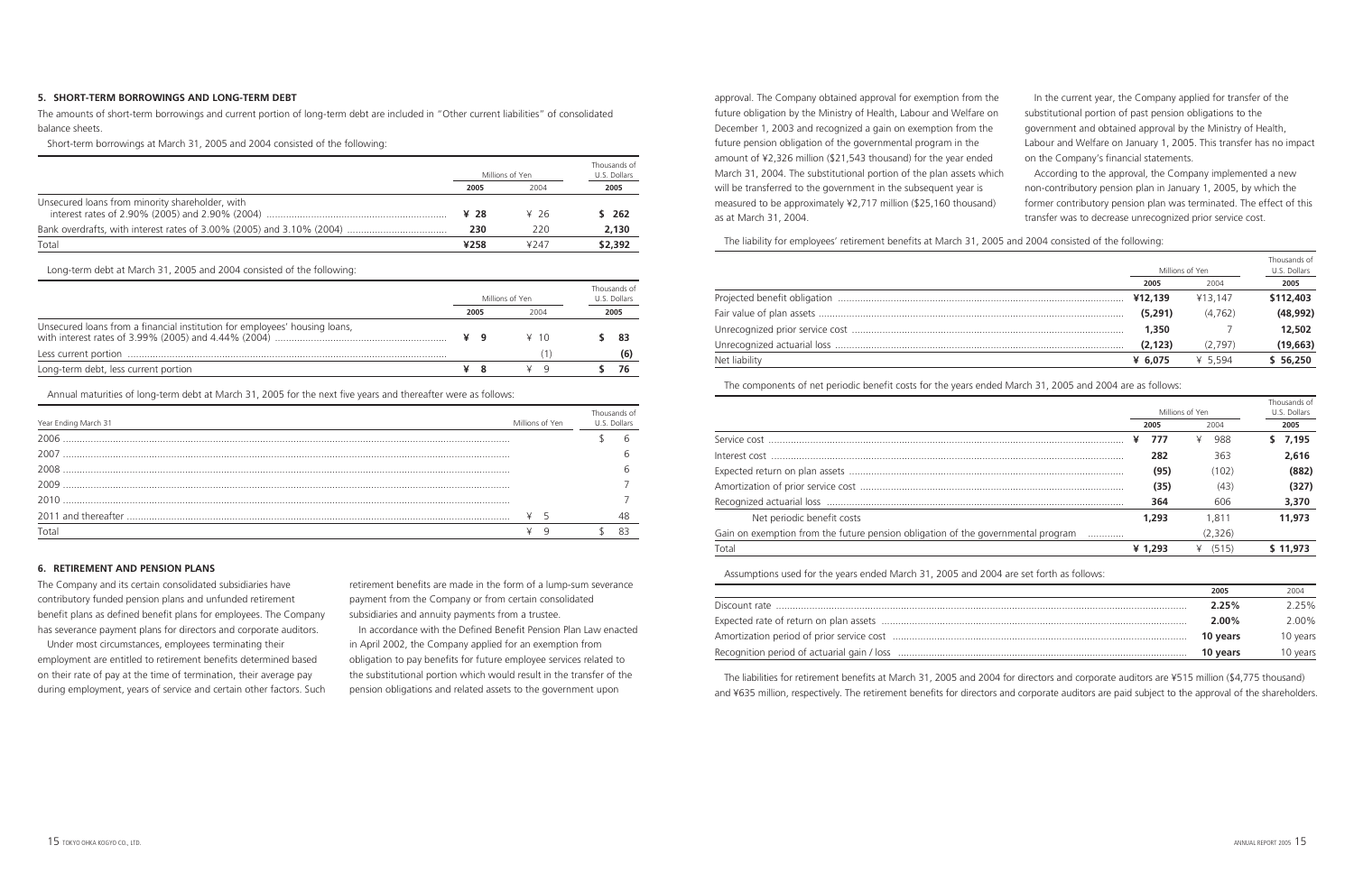## 5. SHORT-TERM BORROWINGS AND LONG-TERM DEBT

The amounts of short-term borrowings and current portion of long-term debt are included in "Other current liabilities" of consolidated balance sheets.

Short-term borrowings at March 31, 2005 and 2004 consisted of the following:

| | Millions of Yen | | Thousands of U.S. Dollars |
|---|---|---|---|
| | **2005** | 2004 | **2005** |
| Unsecured loans from minority shareholder, with interest rates of 2.90% (2005) and 2.90% (2004) | **¥ 28** | ¥ 26 | **$ 262** |
| Bank overdrafts, with interest rates of 3.00% (2005) and 3.10% (2004) | **230** | 220 | **2,130** |
| Total | **¥258** | ¥247 | **$2,392** |

Long-term debt at March 31, 2005 and 2004 consisted of the following:

| | Millions of Yen | | Thousands of U.S. Dollars |
|---|---|---|---|
| | **2005** | 2004 | **2005** |
| Unsecured loans from a financial institution for employees' housing loans, with interest rates of 3.99% (2005) and 4.44% (2004) | **¥ 9** | ¥ 10 | **$ 83** |
| Less current portion | | (1) | **(6)** |
| Long-term debt, less current portion | **¥ 8** | ¥ 9 | **$ 76** |

Annual maturities of long-term debt at March 31, 2005 for the next five years and thereafter were as follows:

| Year Ending March 31 | Millions of Yen | Thousands of U.S. Dollars |
|---|---|---|
| 2006 | | $ 6 |
| 2007 | | 6 |
| 2008 | | 6 |
| 2009 | | 7 |
| 2010 | | 7 |
| 2011 and thereafter | ¥ 5 | 48 |
| Total | ¥ 9 | $ 83 |

## 6. RETIREMENT AND PENSION PLANS

The Company and its certain consolidated subsidiaries have contributory funded pension plans and unfunded retirement benefit plans as defined benefit plans for employees. The Company has severance payment plans for directors and corporate auditors.

Under most circumstances, employees terminating their employment are entitled to retirement benefits determined based on their rate of pay at the time of termination, their average pay during employment, years of service and certain other factors. Such retirement benefits are made in the form of a lump-sum severance payment from the Company or from certain consolidated subsidiaries and annuity payments from a trustee.

In accordance with the Defined Benefit Pension Plan Law enacted in April 2002, the Company applied for an exemption from obligation to pay benefits for future employee services related to the substitutional portion which would result in the transfer of the pension obligations and related assets to the government upon approval. The Company obtained approval for exemption from the future obligation by the Ministry of Health, Labour and Welfare on December 1, 2003 and recognized a gain on exemption from the future pension obligation of the governmental program in the amount of ¥2,326 million ($21,543 thousand) for the year ended March 31, 2004. The substitutional portion of the plan assets which will be transferred to the government in the subsequent year is measured to be approximately ¥2,717 million ($25,160 thousand) as at March 31, 2004.

In the current year, the Company applied for transfer of the substitutional portion of past pension obligations to the government and obtained approval by the Ministry of Health, Labour and Welfare on January 1, 2005. This transfer has no impact on the Company's financial statements.

According to the approval, the Company implemented a new non-contributory pension plan in January 1, 2005, by which the former contributory pension plan was terminated. The effect of this transfer was to decrease unrecognized prior service cost.

The liability for employees' retirement benefits at March 31, 2005 and 2004 consisted of the following:

| | Millions of Yen | | Thousands of U.S. Dollars |
|---|---|---|---|
| | **2005** | 2004 | **2005** |
| Projected benefit obligation | **¥12,139** | ¥13,147 | **$112,403** |
| Fair value of plan assets | **(5,291)** | (4,762) | **(48,992)** |
| Unrecognized prior service cost | **1,350** | 7 | **12,502** |
| Unrecognized actuarial loss | **(2,123)** | (2,797) | **(19,663)** |
| Net liability | **¥ 6,075** | ¥ 5,594 | **$ 56,250** |

The components of net periodic benefit costs for the years ended March 31, 2005 and 2004 are as follows:

| | Millions of Yen | | Thousands of U.S. Dollars |
|---|---|---|---|
| | **2005** | 2004 | **2005** |
| Service cost | **¥ 777** | ¥ 988 | **$ 7,195** |
| Interest cost | **282** | 363 | **2,616** |
| Expected return on plan assets | **(95)** | (102) | **(882)** |
| Amortization of prior service cost | **(35)** | (43) | **(327)** |
| Recognized actuarial loss | **364** | 606 | **3,370** |
| Net periodic benefit costs | **1,293** | 1,811 | **11,973** |
| Gain on exemption from the future pension obligation of the governmental program | | (2,326) | |
| Total | **¥ 1,293** | ¥ (515) | **$ 11,973** |

Assumptions used for the years ended March 31, 2005 and 2004 are set forth as follows:

| | **2005** | 2004 |
|---|---|---|
| Discount rate | **2.25%** | 2.25% |
| Expected rate of return on plan assets | **2.00%** | 2.00% |
| Amortization period of prior service cost | **10 years** | 10 years |
| Recognition period of actuarial gain / loss | **10 years** | 10 years |

The liabilities for retirement benefits at March 31, 2005 and 2004 for directors and corporate auditors are ¥515 million ($4,775 thousand) and ¥635 million, respectively. The retirement benefits for directors and corporate auditors are paid subject to the approval of the shareholders.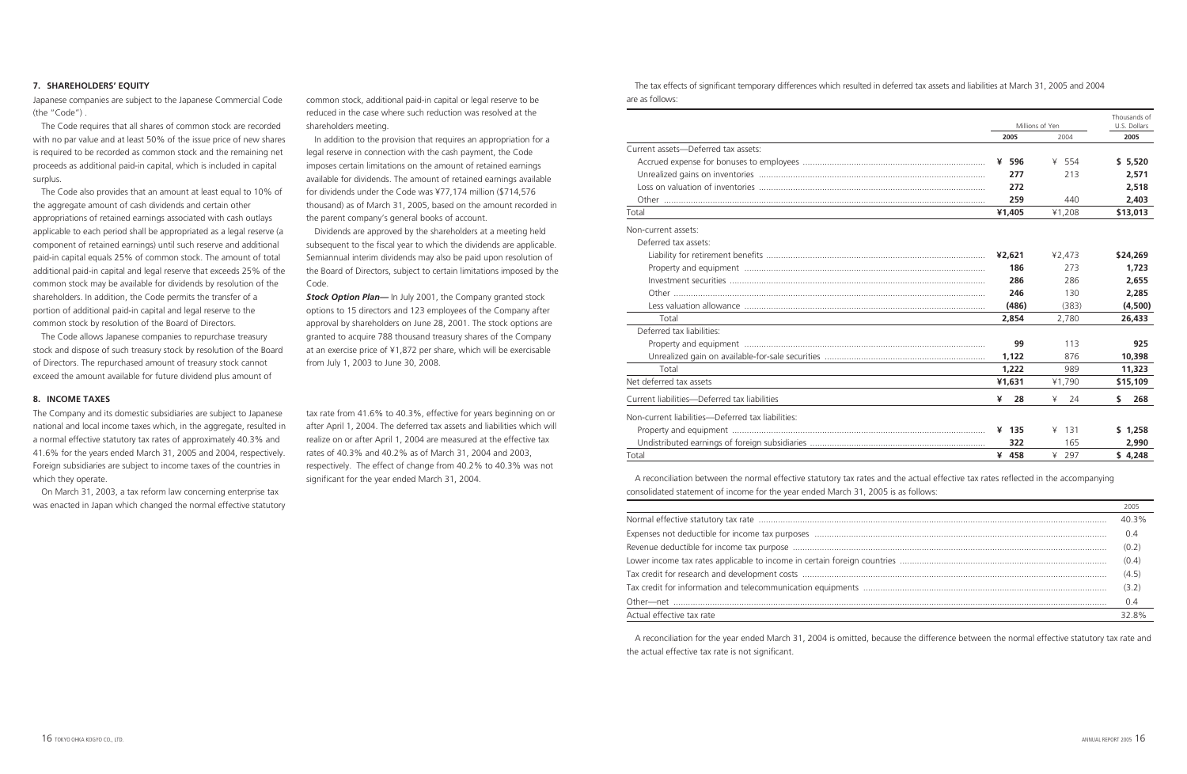## 7. SHAREHOLDERS' EQUITY

Japanese companies are subject to the Japanese Commercial Code (the "Code") .

The Code requires that all shares of common stock are recorded with no par value and at least 50% of the issue price of new shares is required to be recorded as common stock and the remaining net proceeds as additional paid-in capital, which is included in capital surplus.

The Code also provides that an amount at least equal to 10% of the aggregate amount of cash dividends and certain other appropriations of retained earnings associated with cash outlays applicable to each period shall be appropriated as a legal reserve (a component of retained earnings) until such reserve and additional paid-in capital equals 25% of common stock. The amount of total additional paid-in capital and legal reserve that exceeds 25% of the common stock may be available for dividends by resolution of the shareholders. In addition, the Code permits the transfer of a portion of additional paid-in capital and legal reserve to the common stock by resolution of the Board of Directors.

The Code allows Japanese companies to repurchase treasury stock and dispose of such treasury stock by resolution of the Board of Directors. The repurchased amount of treasury stock cannot exceed the amount available for future dividend plus amount of common stock, additional paid-in capital or legal reserve to be reduced in the case where such reduction was resolved at the shareholders meeting.

In addition to the provision that requires an appropriation for a legal reserve in connection with the cash payment, the Code imposes certain limitations on the amount of retained earnings available for dividends. The amount of retained earnings available for dividends under the Code was ¥77,174 million ($714,576 thousand) as of March 31, 2005, based on the amount recorded in the parent company's general books of account.

Dividends are approved by the shareholders at a meeting held subsequent to the fiscal year to which the dividends are applicable. Semiannual interim dividends may also be paid upon resolution of the Board of Directors, subject to certain limitations imposed by the Code.

***Stock Option Plan—*** In July 2001, the Company granted stock options to 15 directors and 123 employees of the Company after approval by shareholders on June 28, 2001. The stock options are granted to acquire 788 thousand treasury shares of the Company at an exercise price of ¥1,872 per share, which will be exercisable from July 1, 2003 to June 30, 2008.

## 8. INCOME TAXES

The Company and its domestic subsidiaries are subject to Japanese national and local income taxes which, in the aggregate, resulted in a normal effective statutory tax rates of approximately 40.3% and 41.6% for the years ended March 31, 2005 and 2004, respectively. Foreign subsidiaries are subject to income taxes of the countries in which they operate.

On March 31, 2003, a tax reform law concerning enterprise tax was enacted in Japan which changed the normal effective statutory tax rate from 41.6% to 40.3%, effective for years beginning on or after April 1, 2004. The deferred tax assets and liabilities which will realize on or after April 1, 2004 are measured at the effective tax rates of 40.3% and 40.2% as of March 31, 2004 and 2003, respectively. The effect of change from 40.2% to 40.3% was not significant for the year ended March 31, 2004.

The tax effects of significant temporary differences which resulted in deferred tax assets and liabilities at March 31, 2005 and 2004 are as follows:

| | Millions of Yen | | Thousands of U.S. Dollars |
|---|---|---|---|
| | **2005** | 2004 | **2005** |
| Current assets—Deferred tax assets: | | | |
| Accrued expense for bonuses to employees | **¥ 596** | ¥ 554 | **$ 5,520** |
| Unrealized gains on inventories | **277** | 213 | **2,571** |
| Loss on valuation of inventories | **272** | | **2,518** |
| Other | **259** | 440 | **2,403** |
| Total | **¥1,405** | ¥1,208 | **$13,013** |
| Non-current assets: | | | |
| Deferred tax assets: | | | |
| Liability for retirement benefits | **¥2,621** | ¥2,473 | **$24,269** |
| Property and equipment | **186** | 273 | **1,723** |
| Investment securities | **286** | 286 | **2,655** |
| Other | **246** | 130 | **2,285** |
| Less valuation allowance | **(486)** | (383) | **(4,500)** |
| Total | **2,854** | 2,780 | **26,433** |
| Deferred tax liabilities: | | | |
| Property and equipment | **99** | 113 | **925** |
| Unrealized gain on available-for-sale securities | **1,122** | 876 | **10,398** |
| Total | **1,222** | 989 | **11,323** |
| Net deferred tax assets | **¥1,631** | ¥1,790 | **$15,109** |
| Current liabilities—Deferred tax liabilities | **¥ 28** | ¥ 24 | **$ 268** |
| Non-current liabilities—Deferred tax liabilities: | | | |
| Property and equipment | **¥ 135** | ¥ 131 | **$ 1,258** |
| Undistributed earnings of foreign subsidiaries | **322** | 165 | **2,990** |
| Total | **¥ 458** | ¥ 297 | **$ 4,248** |

A reconciliation between the normal effective statutory tax rates and the actual effective tax rates reflected in the accompanying consolidated statement of income for the year ended March 31, 2005 is as follows:

| | 2005 |
|---|---|
| Normal effective statutory tax rate | 40.3% |
| Expenses not deductible for income tax purposes | 0.4 |
| Revenue deductible for income tax purpose | (0.2) |
| Lower income tax rates applicable to income in certain foreign countries | (0.4) |
| Tax credit for research and development costs | (4.5) |
| Tax credit for information and telecommunication equipments | (3.2) |
| Other—net | 0.4 |
| Actual effective tax rate | 32.8% |

A reconciliation for the year ended March 31, 2004 is omitted, because the difference between the normal effective statutory tax rate and the actual effective tax rate is not significant.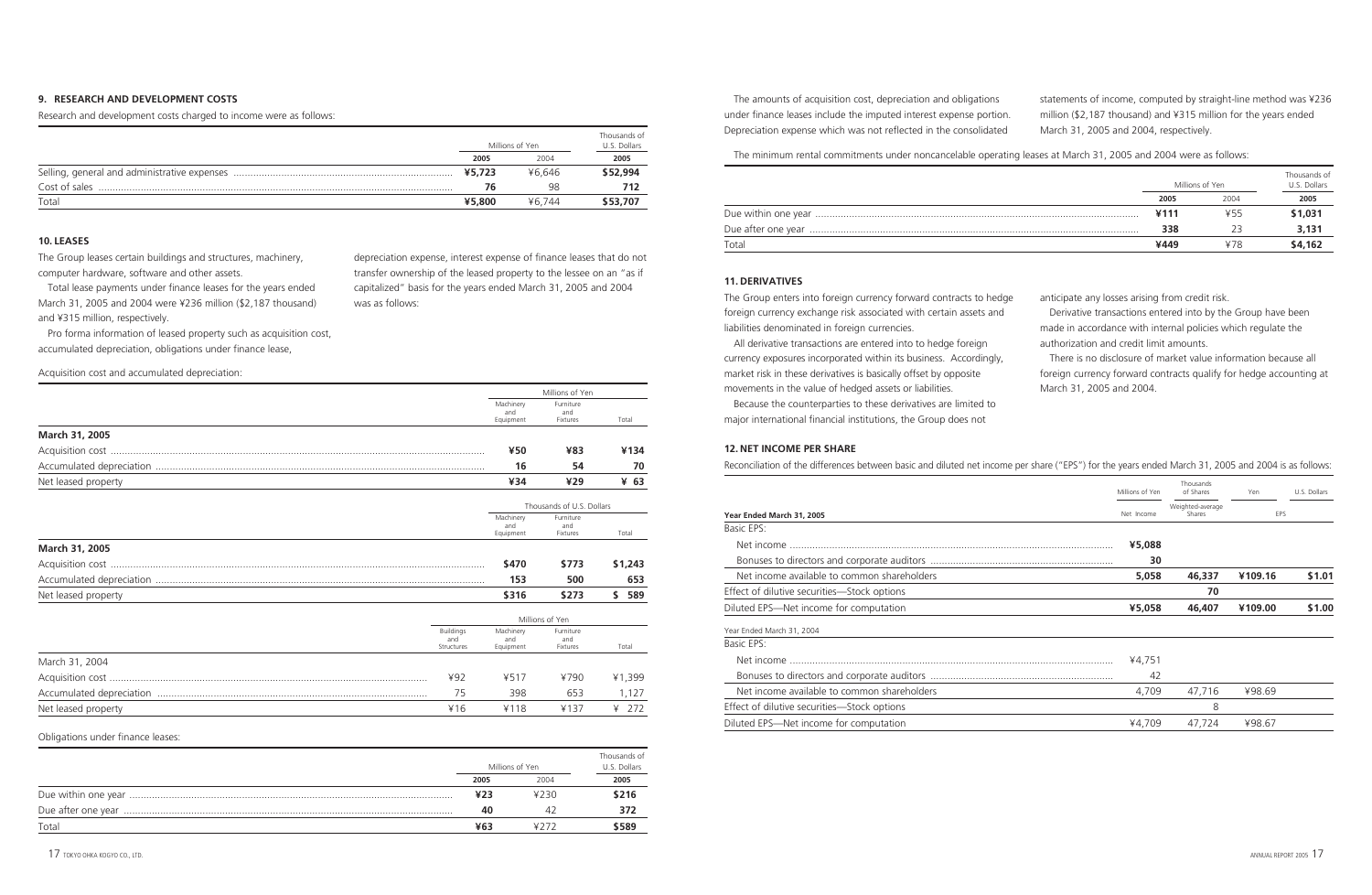## 9. RESEARCH AND DEVELOPMENT COSTS

Research and development costs charged to income were as follows:

| | Millions of Yen | | Thousands of U.S. Dollars |
|---|---|---|---|
| | **2005** | 2004 | **2005** |
| Selling, general and administrative expenses | **¥5,723** | ¥6,646 | **$52,994** |
| Cost of sales | **76** | 98 | **712** |
| Total | **¥5,800** | ¥6,744 | **$53,707** |

## 10. LEASES

The Group leases certain buildings and structures, machinery, computer hardware, software and other assets.

Total lease payments under finance leases for the years ended March 31, 2005 and 2004 were ¥236 million ($2,187 thousand) and ¥315 million, respectively.

Pro forma information of leased property such as acquisition cost, accumulated depreciation, obligations under finance lease, depreciation expense, interest expense of finance leases that do not transfer ownership of the leased property to the lessee on an "as if capitalized" basis for the years ended March 31, 2005 and 2004 was as follows:

Acquisition cost and accumulated depreciation:

| | Millions of Yen | | |
|---|---|---|---|
| | Machinery and Equipment | Furniture and Fixtures | Total |
| **March 31, 2005** | | | |
| Acquisition cost | **¥50** | **¥83** | **¥134** |
| Accumulated depreciation | **16** | **54** | **70** |
| Net leased property | **¥34** | **¥29** | **¥ 63** |

| | Thousands of U.S. Dollars | | |
|---|---|---|---|
| | Machinery and Equipment | Furniture and Fixtures | Total |
| **March 31, 2005** | | | |
| Acquisition cost | **$470** | **$773** | **$1,243** |
| Accumulated depreciation | **153** | **500** | **653** |
| Net leased property | **$316** | **$273** | **$ 589** |

| | Millions of Yen | | | |
|---|---|---|---|---|
| | Buildings and Structures | Machinery and Equipment | Furniture and Fixtures | Total |
| March 31, 2004 | | | | |
| Acquisition cost | ¥92 | ¥517 | ¥790 | ¥1,399 |
| Accumulated depreciation | 75 | 398 | 653 | 1,127 |
| Net leased property | ¥16 | ¥118 | ¥137 | ¥ 272 |

Obligations under finance leases:

| | Millions of Yen | | Thousands of U.S. Dollars |
|---|---|---|---|
| | **2005** | 2004 | **2005** |
| Due within one year | **¥23** | ¥230 | **$216** |
| Due after one year | **40** | 42 | **372** |
| Total | **¥63** | ¥272 | **$589** |

The amounts of acquisition cost, depreciation and obligations under finance leases include the imputed interest expense portion. Depreciation expense which was not reflected in the consolidated statements of income, computed by straight-line method was ¥236 million ($2,187 thousand) and ¥315 million for the years ended March 31, 2005 and 2004, respectively.

The minimum rental commitments under noncancelable operating leases at March 31, 2005 and 2004 were as follows:

| | Millions of Yen | | Thousands of U.S. Dollars |
|---|---|---|---|
| | **2005** | 2004 | **2005** |
| Due within one year | **¥111** | ¥55 | **$1,031** |
| Due after one year | **338** | 23 | **3,131** |
| Total | **¥449** | ¥78 | **$4,162** |

## 11. DERIVATIVES

The Group enters into foreign currency forward contracts to hedge foreign currency exchange risk associated with certain assets and liabilities denominated in foreign currencies.

All derivative transactions are entered into to hedge foreign currency exposures incorporated within its business. Accordingly, market risk in these derivatives is basically offset by opposite movements in the value of hedged assets or liabilities.

Because the counterparties to these derivatives are limited to major international financial institutions, the Group does not anticipate any losses arising from credit risk.

Derivative transactions entered into by the Group have been made in accordance with internal policies which regulate the authorization and credit limit amounts.

There is no disclosure of market value information because all foreign currency forward contracts qualify for hedge accounting at March 31, 2005 and 2004.

## 12. NET INCOME PER SHARE

Reconciliation of the differences between basic and diluted net income per share ("EPS") for the years ended March 31, 2005 and 2004 is as follows:

| | Millions of Yen | Thousands of Shares | Yen | U.S. Dollars |
|---|---|---|---|---|
| **Year Ended March 31, 2005** | Net Income | Weighted-average Shares | EPS | |
| Basic EPS: | | | | |
| Net income | **¥5,088** | | | |
| Bonuses to directors and corporate auditors | **30** | | | |
| Net income available to common shareholders | **5,058** | **46,337** | **¥109.16** | **$1.01** |
| Effect of dilutive securities—Stock options | | **70** | | |
| Diluted EPS—Net income for computation | **¥5,058** | **46,407** | **¥109.00** | **$1.00** |
| Year Ended March 31, 2004 | | | | |
| Basic EPS: | | | | |
| Net income | ¥4,751 | | | |
| Bonuses to directors and corporate auditors | 42 | | | |
| Net income available to common shareholders | 4,709 | 47,716 | ¥98.69 | |
| Effect of dilutive securities—Stock options | | 8 | | |
| Diluted EPS—Net income for computation | ¥4,709 | 47,724 | ¥98.67 | |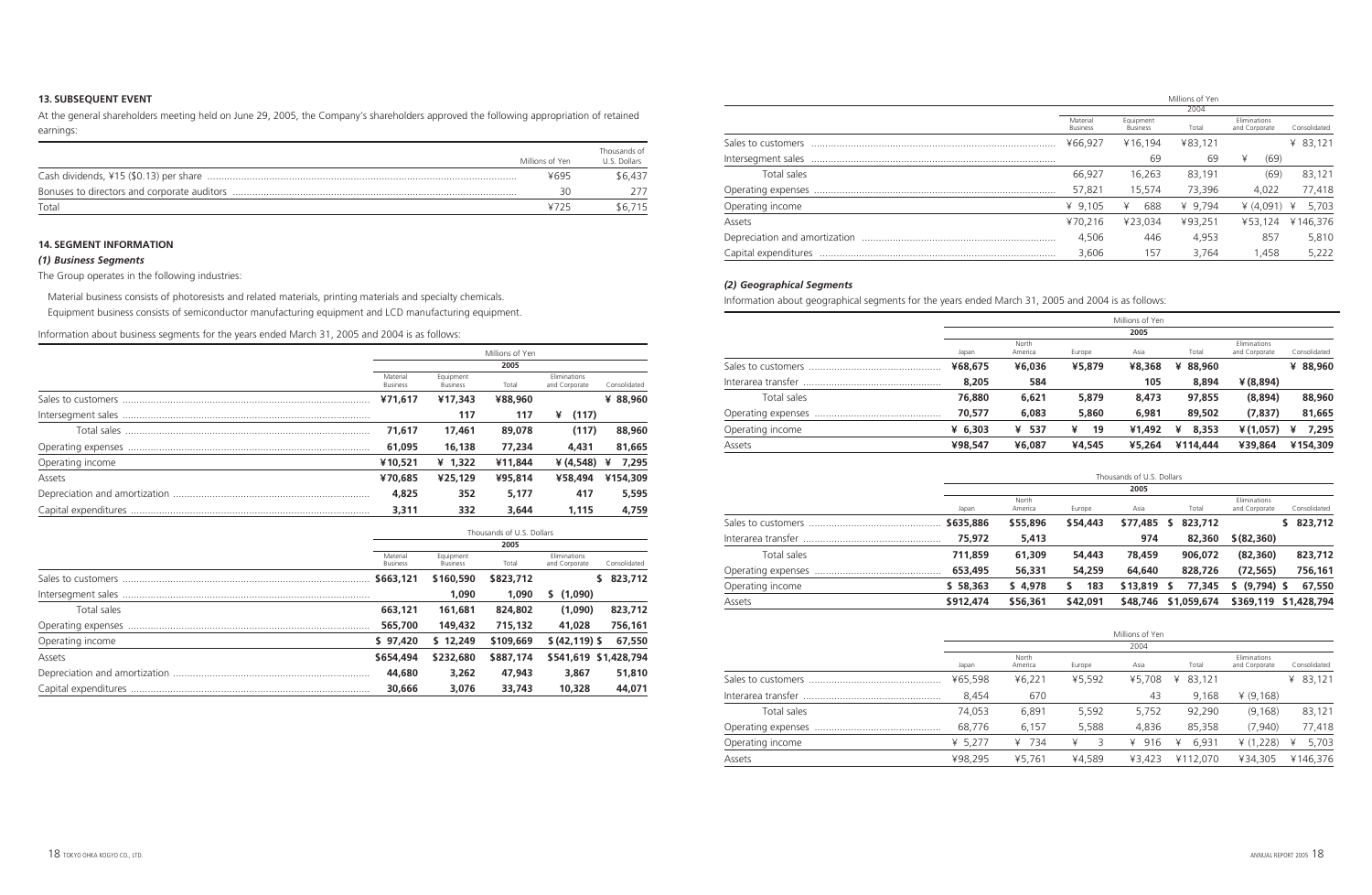## 13. SUBSEQUENT EVENT

At the general shareholders meeting held on June 29, 2005, the Company's shareholders approved the following appropriation of retained earnings:

| | Millions of Yen | Thousands of U.S. Dollars |
|---|---|---|
| Cash dividends, ¥15 ($0.13) per share | ¥695 | $6,437 |
| Bonuses to directors and corporate auditors | 30 | 277 |
| Total | ¥725 | $6,715 |

## 14. SEGMENT INFORMATION

### *(1) Business Segments*

The Group operates in the following industries:

Material business consists of photoresists and related materials, printing materials and specialty chemicals.

Equipment business consists of semiconductor manufacturing equipment and LCD manufacturing equipment.

Information about business segments for the years ended March 31, 2005 and 2004 is as follows:

| | Millions of Yen | | | | |
|---|---|---|---|---|---|
| | **2005** | | | | |
| | Material Business | Equipment Business | Total | Eliminations and Corporate | Consolidated |
| Sales to customers | **¥71,617** | **¥17,343** | **¥88,960** | | **¥ 88,960** |
| Intersegment sales | | **117** | **117** | **¥ (117)** | |
| Total sales | **71,617** | **17,461** | **89,078** | **(117)** | **88,960** |
| Operating expenses | **61,095** | **16,138** | **77,234** | **4,431** | **81,665** |
| Operating income | **¥10,521** | **¥ 1,322** | **¥11,844** | **¥ (4,548)** | **¥ 7,295** |
| Assets | **¥70,685** | **¥25,129** | **¥95,814** | **¥58,494** | **¥154,309** |
| Depreciation and amortization | **4,825** | **352** | **5,177** | **417** | **5,595** |
| Capital expenditures | **3,311** | **332** | **3,644** | **1,115** | **4,759** |

| | Thousands of U.S. Dollars | | | | |
|---|---|---|---|---|---|
| | **2005** | | | | |
| | Material Business | Equipment Business | Total | Eliminations and Corporate | Consolidated |
| Sales to customers | **$663,121** | **$160,590** | **$823,712** | | **$ 823,712** |
| Intersegment sales | | **1,090** | **1,090** | **$ (1,090)** | |
| Total sales | **663,121** | **161,681** | **824,802** | **(1,090)** | **823,712** |
| Operating expenses | **565,700** | **149,432** | **715,132** | **41,028** | **756,161** |
| Operating income | **$ 97,420** | **$ 12,249** | **$109,669** | **$ (42,119)** | **$ 67,550** |
| Assets | **$654,494** | **$232,680** | **$887,174** | **$541,619** | **$1,428,794** |
| Depreciation and amortization | **44,680** | **3,262** | **47,943** | **3,867** | **51,810** |
| Capital expenditures | **30,666** | **3,076** | **33,743** | **10,328** | **44,071** |

| | Millions of Yen | | | | |
|---|---|---|---|---|---|
| | 2004 | | | | |
| | Material Business | Equipment Business | Total | Eliminations and Corporate | Consolidated |
| Sales to customers | ¥66,927 | ¥16,194 | ¥83,121 | | ¥ 83,121 |
| Intersegment sales | | 69 | 69 | ¥ (69) | |
| Total sales | 66,927 | 16,263 | 83,191 | (69) | 83,121 |
| Operating expenses | 57,821 | 15,574 | 73,396 | 4,022 | 77,418 |
| Operating income | ¥ 9,105 | ¥ 688 | ¥ 9,794 | ¥ (4,091) | ¥ 5,703 |
| Assets | ¥70,216 | ¥23,034 | ¥93,251 | ¥53,124 | ¥146,376 |
| Depreciation and amortization | 4,506 | 446 | 4,953 | 857 | 5,810 |
| Capital expenditures | 3,606 | 157 | 3,764 | 1,458 | 5,222 |

### *(2) Geographical Segments*

Information about geographical segments for the years ended March 31, 2005 and 2004 is as follows:

| | Millions of Yen | | | | | | |
|---|---|---|---|---|---|---|---|
| | **2005** | | | | | | |
| | Japan | North America | Europe | Asia | Total | Eliminations and Corporate | Consolidated |
| Sales to customers | **¥68,675** | **¥6,036** | **¥5,879** | **¥8,368** | **¥ 88,960** | | **¥ 88,960** |
| Interarea transfer | **8,205** | **584** | | **105** | **8,894** | **¥ (8,894)** | |
| Total sales | **76,880** | **6,621** | **5,879** | **8,473** | **97,855** | **(8,894)** | **88,960** |
| Operating expenses | **70,577** | **6,083** | **5,860** | **6,981** | **89,502** | **(7,837)** | **81,665** |
| Operating income | **¥ 6,303** | **¥ 537** | **¥ 19** | **¥1,492** | **¥ 8,353** | **¥ (1,057)** | **¥ 7,295** |
| Assets | **¥98,547** | **¥6,087** | **¥4,545** | **¥5,264** | **¥114,444** | **¥39,864** | **¥154,309** |

| | Thousands of U.S. Dollars | | | | | | |
|---|---|---|---|---|---|---|---|
| | **2005** | | | | | | |
| | Japan | North America | Europe | Asia | Total | Eliminations and Corporate | Consolidated |
| Sales to customers | **$635,886** | **$55,896** | **$54,443** | **$77,485** | **$ 823,712** | | **$ 823,712** |
| Interarea transfer | **75,972** | **5,413** | | **974** | **82,360** | **$ (82,360)** | |
| Total sales | **711,859** | **61,309** | **54,443** | **78,459** | **906,072** | **(82,360)** | **823,712** |
| Operating expenses | **653,495** | **56,331** | **54,259** | **64,640** | **828,726** | **(72,565)** | **756,161** |
| Operating income | **$ 58,363** | **$ 4,978** | **$ 183** | **$13,819** | **$ 77,345** | **$ (9,794)** | **$ 67,550** |
| Assets | **$912,474** | **$56,361** | **$42,091** | **$48,746** | **$1,059,674** | **$369,119** | **$1,428,794** |

| | Millions of Yen | | | | | | |
|---|---|---|---|---|---|---|---|
| | 2004 | | | | | | |
| | Japan | North America | Europe | Asia | Total | Eliminations and Corporate | Consolidated |
| Sales to customers | ¥65,598 | ¥6,221 | ¥5,592 | ¥5,708 | ¥ 83,121 | | ¥ 83,121 |
| Interarea transfer | 8,454 | 670 | | 43 | 9,168 | ¥ (9,168) | |
| Total sales | 74,053 | 6,891 | 5,592 | 5,752 | 92,290 | (9,168) | 83,121 |
| Operating expenses | 68,776 | 6,157 | 5,588 | 4,836 | 85,358 | (7,940) | 77,418 |
| Operating income | ¥ 5,277 | ¥ 734 | ¥ 3 | ¥ 916 | ¥ 6,931 | ¥ (1,228) | ¥ 5,703 |
| Assets | ¥98,295 | ¥5,761 | ¥4,589 | ¥3,423 | ¥112,070 | ¥34,305 | ¥146,376 |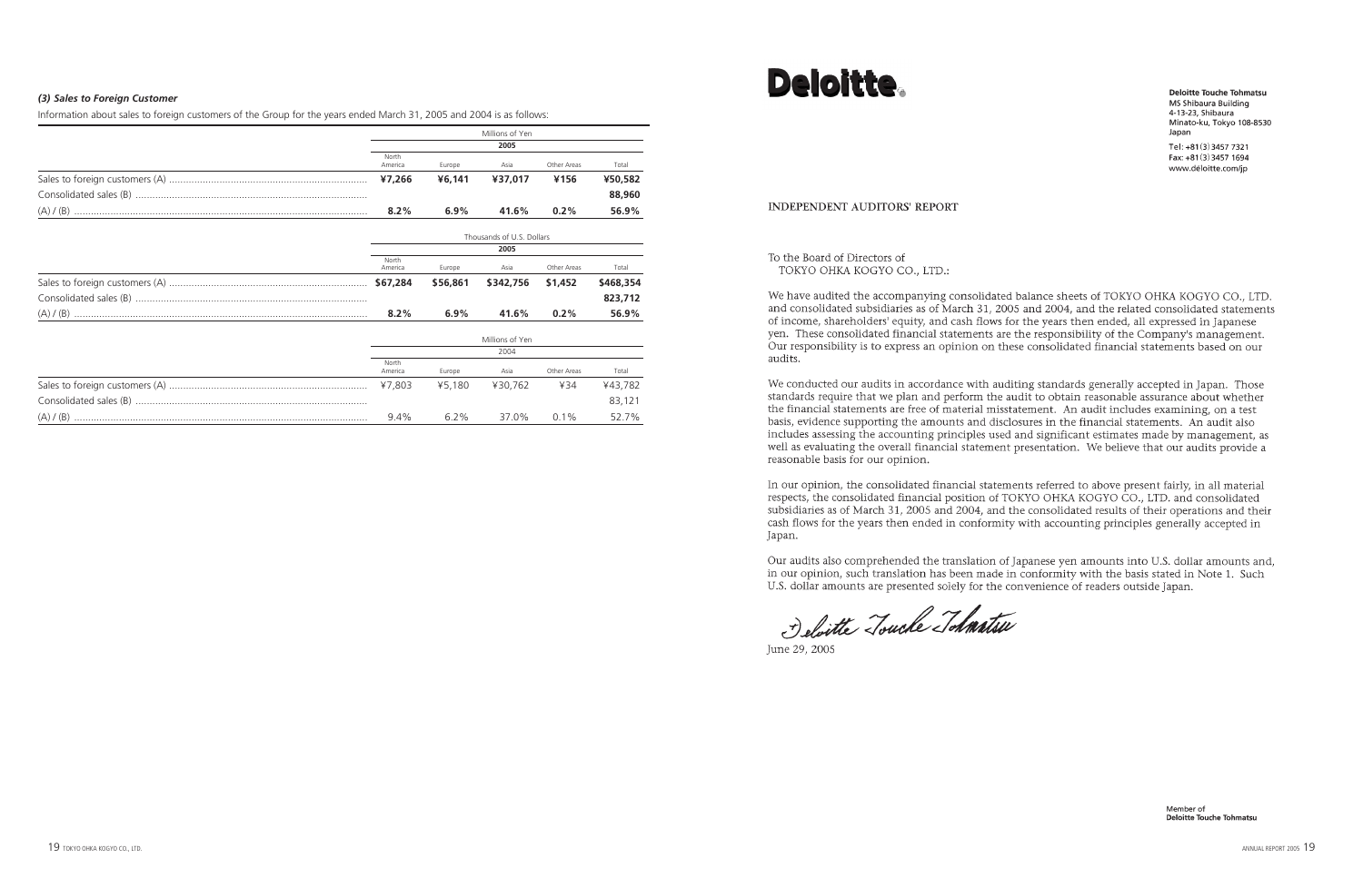### *(3) Sales to Foreign Customer*

Information about sales to foreign customers of the Group for the years ended March 31, 2005 and 2004 is as follows:

| | Millions of Yen | | | | |
|---|---|---|---|---|---|
| | 2005 | | | | |
| | North America | Europe | Asia | Other Areas | Total |
| Sales to foreign customers (A) | **¥7,266** | **¥6,141** | **¥37,017** | **¥156** | **¥50,582** |
| Consolidated sales (B) | | | | | **88,960** |
| (A) / (B) | **8.2%** | **6.9%** | **41.6%** | **0.2%** | **56.9%** |

| | Thousands of U.S. Dollars | | | | |
|---|---|---|---|---|---|
| | 2005 | | | | |
| | North America | Europe | Asia | Other Areas | Total |
| Sales to foreign customers (A) | **$67,284** | **$56,861** | **$342,756** | **$1,452** | **$468,354** |
| Consolidated sales (B) | | | | | **823,712** |
| (A) / (B) | **8.2%** | **6.9%** | **41.6%** | **0.2%** | **56.9%** |

| | Millions of Yen | | | | |
|---|---|---|---|---|---|
| | 2004 | | | | |
| | North America | Europe | Asia | Other Areas | Total |
| Sales to foreign customers (A) | ¥7,803 | ¥5,180 | ¥30,762 | ¥34 | ¥43,782 |
| Consolidated sales (B) | | | | | 83,121 |
| (A) / (B) | 9.4% | 6.2% | 37.0% | 0.1% | 52.7% |

**Deloitte.**

**Deloitte Touche Tohmatsu**
MS Shibaura Building
4-13-23, Shibaura
Minato-ku, Tokyo 108-8530
Japan

Tel: +81(3)3457 7321
Fax: +81(3)3457 1694
www.deloitte.com/jp

## INDEPENDENT AUDITORS' REPORT

To the Board of Directors of
TOKYO OHKA KOGYO CO., LTD.:

We have audited the accompanying consolidated balance sheets of TOKYO OHKA KOGYO CO., LTD. and consolidated subsidiaries as of March 31, 2005 and 2004, and the related consolidated statements of income, shareholders' equity, and cash flows for the years then ended, all expressed in Japanese yen. These consolidated financial statements are the responsibility of the Company's management. Our responsibility is to express an opinion on these consolidated financial statements based on our audits.

We conducted our audits in accordance with auditing standards generally accepted in Japan. Those standards require that we plan and perform the audit to obtain reasonable assurance about whether the financial statements are free of material misstatement. An audit includes examining, on a test basis, evidence supporting the amounts and disclosures in the financial statements. An audit also includes assessing the accounting principles used and significant estimates made by management, as well as evaluating the overall financial statement presentation. We believe that our audits provide a reasonable basis for our opinion.

In our opinion, the consolidated financial statements referred to above present fairly, in all material respects, the consolidated financial position of TOKYO OHKA KOGYO CO., LTD. and consolidated subsidiaries as of March 31, 2005 and 2004, and the consolidated results of their operations and their cash flows for the years then ended in conformity with accounting principles generally accepted in Japan.

Our audits also comprehended the translation of Japanese yen amounts into U.S. dollar amounts and, in our opinion, such translation has been made in conformity with the basis stated in Note 1. Such U.S. dollar amounts are presented solely for the convenience of readers outside Japan.

Deloitte Touche Tohmatsu

June 29, 2005

Member of
**Deloitte Touche Tohmatsu**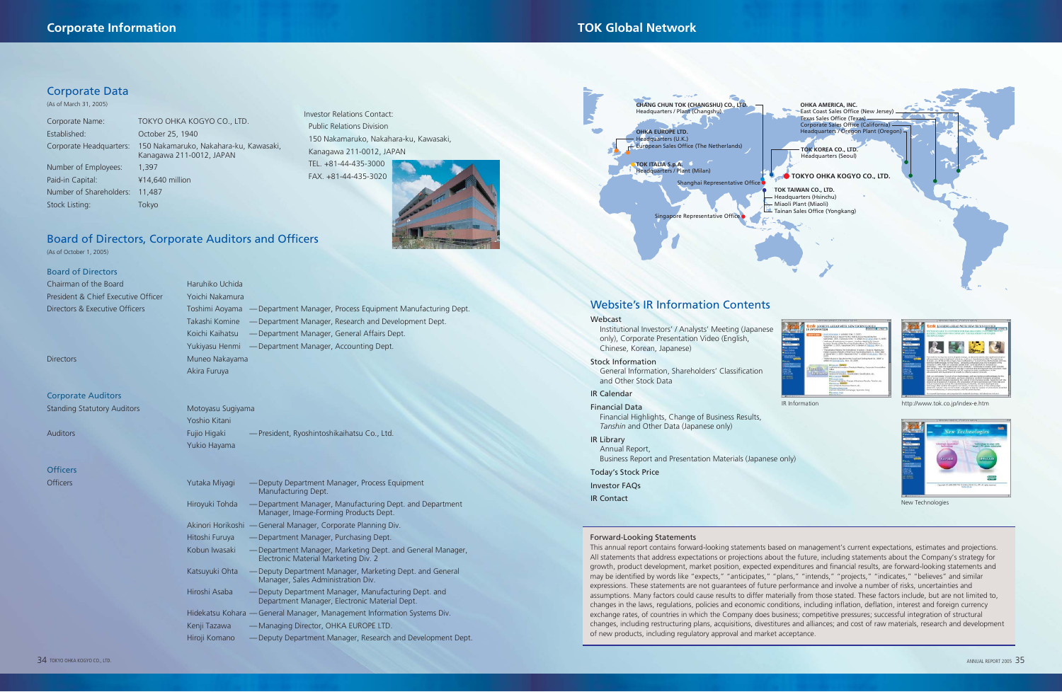# Corporate Information

## Corporate Data

(As of March 31, 2005)

| | |
|---|---|
| Corporate Name: | TOKYO OHKA KOGYO CO., LTD. |
| Established: | October 25, 1940 |
| Corporate Headquarters: | 150 Nakamaruko, Nakahara-ku, Kawasaki, Kanagawa 211-0012, JAPAN |
| Number of Employees: | 1,397 |
| Paid-in Capital: | ¥14,640 million |
| Number of Shareholders: | 11,487 |
| Stock Listing: | Tokyo |

Investor Relations Contact:
Public Relations Division
150 Nakamaruko, Nakahara-ku, Kawasaki,
Kanagawa 211-0012, JAPAN
TEL. +81-44-435-3000
FAX. +81-44-435-3020

## Board of Directors, Corporate Auditors and Officers

(As of October 1, 2005)

### Board of Directors

| | | |
|---|---|---|
| Chairman of the Board | Haruhiko Uchida | |
| President & Chief Executive Officer | Yoichi Nakamura | |
| Directors & Executive Officers | Toshimi Aoyama | —Department Manager, Process Equipment Manufacturing Dept. |
| | Takashi Komine | —Department Manager, Research and Development Dept. |
| | Koichi Kaihatsu | —Department Manager, General Affairs Dept. |
| | Yukiyasu Henmi | —Department Manager, Accounting Dept. |
| Directors | Muneo Nakayama | |
| | Akira Furuya | |

### Corporate Auditors

| | | |
|---|---|---|
| Standing Statutory Auditors | Motoyasu Sugiyama | |
| | Yoshio Kitani | |
| Auditors | Fujio Higaki | —President, Ryoshintoshikaihatsu Co., Ltd. |
| | Yukio Hayama | |

### Officers

| | | |
|---|---|---|
| Officers | Yutaka Miyagi | —Deputy Department Manager, Process Equipment Manufacturing Dept. |
| | Hiroyuki Tohda | —Department Manager, Manufacturing Dept. and Department Manager, Image-Forming Products Dept. |
| | Akinori Horikoshi | —General Manager, Corporate Planning Div. |
| | Hitoshi Furuya | —Department Manager, Purchasing Dept. |
| | Kobun Iwasaki | —Department Manager, Marketing Dept. and General Manager, Electronic Material Marketing Div. 2 |
| | Katsuyuki Ohta | —Deputy Department Manager, Marketing Dept. and General Manager, Sales Administration Div. |
| | Hiroshi Asaba | —Deputy Department Manager, Manufacturing Dept. and Department Manager, Electronic Material Dept. |
| | Hidekatsu Kohara | —General Manager, Management Information Systems Div. |
| | Kenji Tazawa | —Managing Director, OHKA EUROPE LTD. |
| | Hiroji Komano | —Deputy Department Manager, Research and Development Dept. |

# TOK Global Network

**CHANG CHUN TOK (CHANGSHU) CO., LTD.**
Headquarters / Plant (Changshu)

**OHKA EUROPE LTD.**
Headquarters (U.K.)
European Sales Office (The Netherlands)

**TOK ITALIA S.p.A.**
Headquarters / Plant (Milan)

Shanghai Representative Office

Singapore Representative Office

**OHKA AMERICA, INC.**
East Coast Sales Office (New Jersey)
Texas Sales Office (Texas)
Corporate Sales Office (California)
Headquarters / Oregon Plant (Oregon)

**TOK KOREA CO., LTD.**
Headquarters (Seoul)

**TOKYO OHKA KOGYO CO., LTD.**

**TOK TAIWAN CO., LTD.**
Headquarters (Hsinchu)
Miaoli Plant (Miaoli)
Tainan Sales Office (Yongkang)

## Website's IR Information Contents

**Webcast**
Institutional Investors' / Analysts' Meeting (Japanese only), Corporate Presentation Video (English, Chinese, Korean, Japanese)

**Stock Information**
General Information, Shareholders' Classification and Other Stock Data

**IR Calendar**

**Financial Data**
Financial Highlights, Change of Business Results, *Tanshin* and Other Data (Japanese only)

**IR Library**
Annual Report,
Business Report and Presentation Materials (Japanese only)

**Today's Stock Price**

**Investor FAQs**

**IR Contact**

IR Information

http://www.tok.co.jp/index-e.htm

New Technologies

### Forward-Looking Statements

This annual report contains forward-looking statements based on management's current expectations, estimates and projections. All statements that address expectations or projections about the future, including statements about the Company's strategy for growth, product development, market position, expected expenditures and financial results, are forward-looking statements and may be identified by words like "expects," "anticipates," "plans," "intends," "projects," "indicates," "believes" and similar expressions. These statements are not guarantees of future performance and involve a number of risks, uncertainties and assumptions. Many factors could cause results to differ materially from those stated. These factors include, but are not limited to, changes in the laws, regulations, policies and economic conditions, including inflation, deflation, interest and foreign currency exchange rates, of countries in which the Company does business; competitive pressures; successful integration of structural changes, including restructuring plans, acquisitions, divestitures and alliances; and cost of raw materials, research and development of new products, including regulatory approval and market acceptance.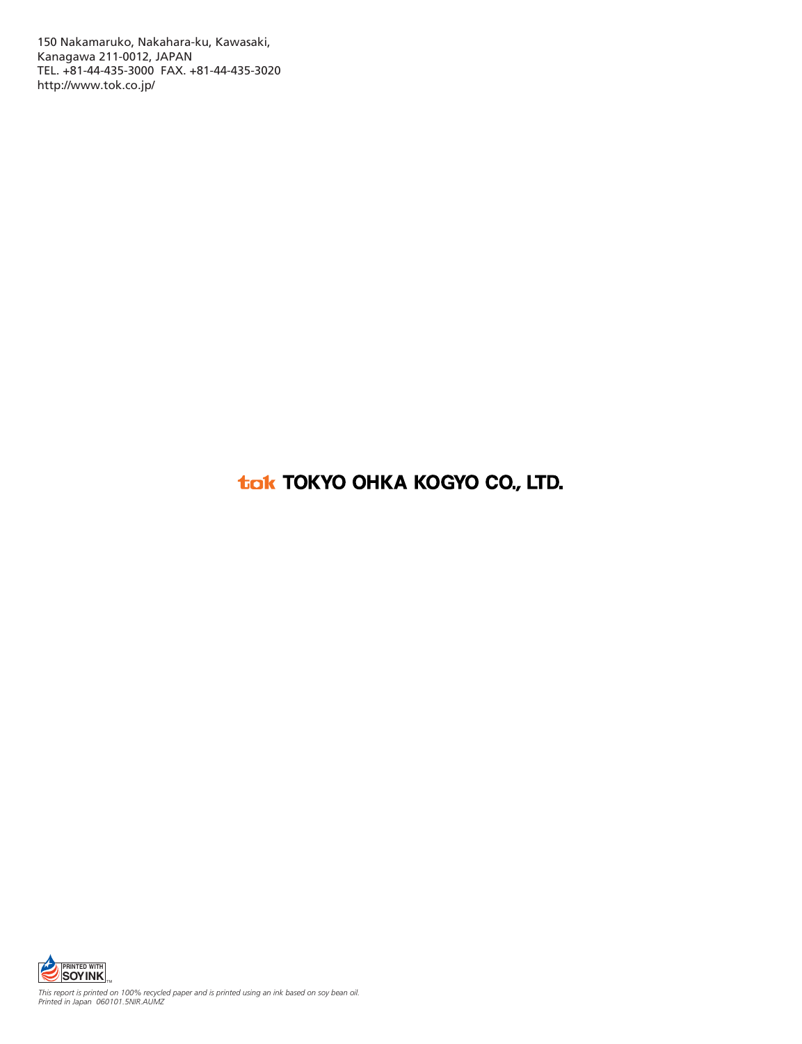150 Nakamaruko, Nakahara-ku, Kawasaki,
Kanagawa 211-0012, JAPAN
TEL. +81-44-435-3000 FAX. +81-44-435-3020
http://www.tok.co.jp/

**tok TOKYO OHKA KOGYO CO., LTD.**

PRINTED WITH SOYINK™

*This report is printed on 100% recycled paper and is printed using an ink based on soy bean oil.*
*Printed in Japan 060101.5NIR.AUMZ*